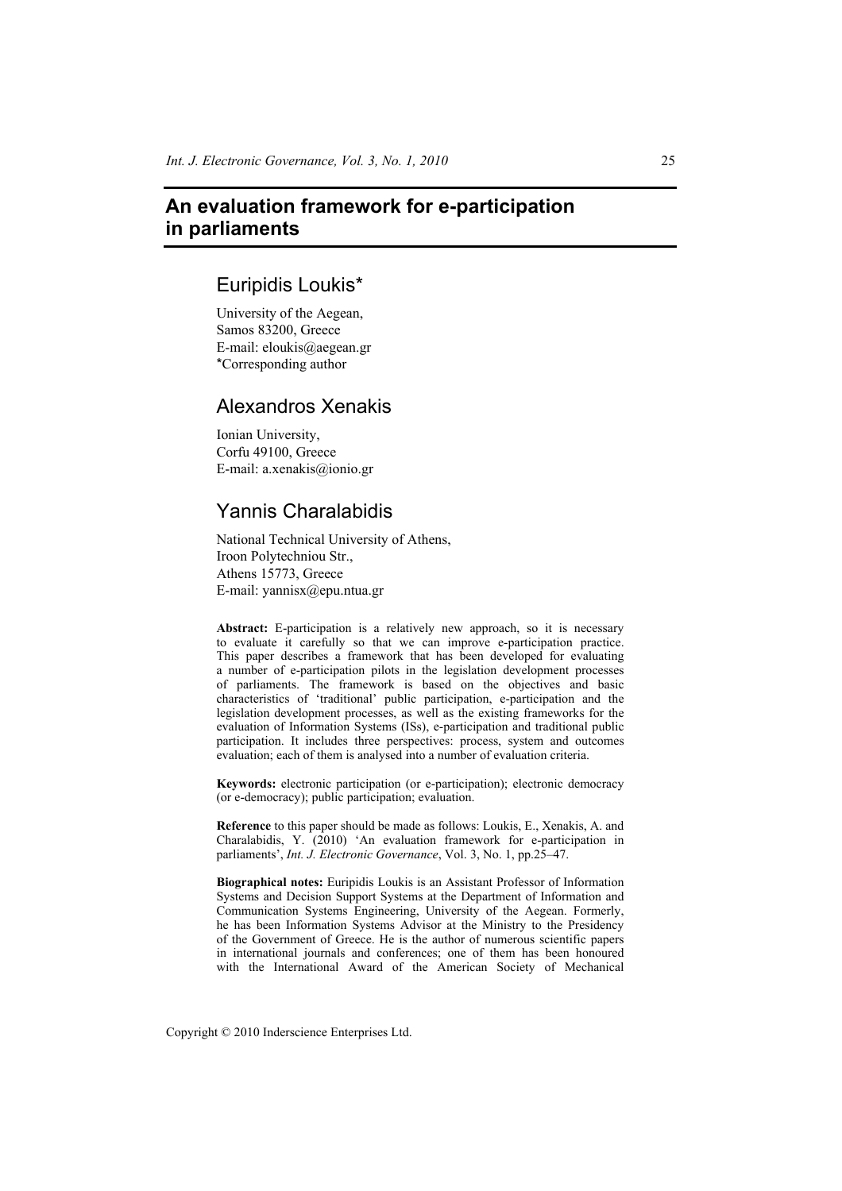# An evaluation framework for e-participation in parliaments

## Euripidis Loukis*

University of the Aegean,
Samos 83200, Greece
E-mail: eloukis@aegean.gr
*Corresponding author

## Alexandros Xenakis

Ionian University,
Corfu 49100, Greece
E-mail: a.xenakis@ionio.gr

## Yannis Charalabidis

National Technical University of Athens,
Iroon Polytechniou Str.,
Athens 15773, Greece
E-mail: yannisx@epu.ntua.gr

**Abstract:** E-participation is a relatively new approach, so it is necessary to evaluate it carefully so that we can improve e-participation practice. This paper describes a framework that has been developed for evaluating a number of e-participation pilots in the legislation development processes of parliaments. The framework is based on the objectives and basic characteristics of 'traditional' public participation, e-participation and the legislation development processes, as well as the existing frameworks for the evaluation of Information Systems (ISs), e-participation and traditional public participation. It includes three perspectives: process, system and outcomes evaluation; each of them is analysed into a number of evaluation criteria.

**Keywords:** electronic participation (or e-participation); electronic democracy (or e-democracy); public participation; evaluation.

**Reference** to this paper should be made as follows: Loukis, E., Xenakis, A. and Charalabidis, Y. (2010) 'An evaluation framework for e-participation in parliaments', *Int. J. Electronic Governance*, Vol. 3, No. 1, pp.25–47.

**Biographical notes:** Euripidis Loukis is an Assistant Professor of Information Systems and Decision Support Systems at the Department of Information and Communication Systems Engineering, University of the Aegean. Formerly, he has been Information Systems Advisor at the Ministry to the Presidency of the Government of Greece. He is the author of numerous scientific papers in international journals and conferences; one of them has been honoured with the International Award of the American Society of Mechanical

Copyright © 2010 Inderscience Enterprises Ltd.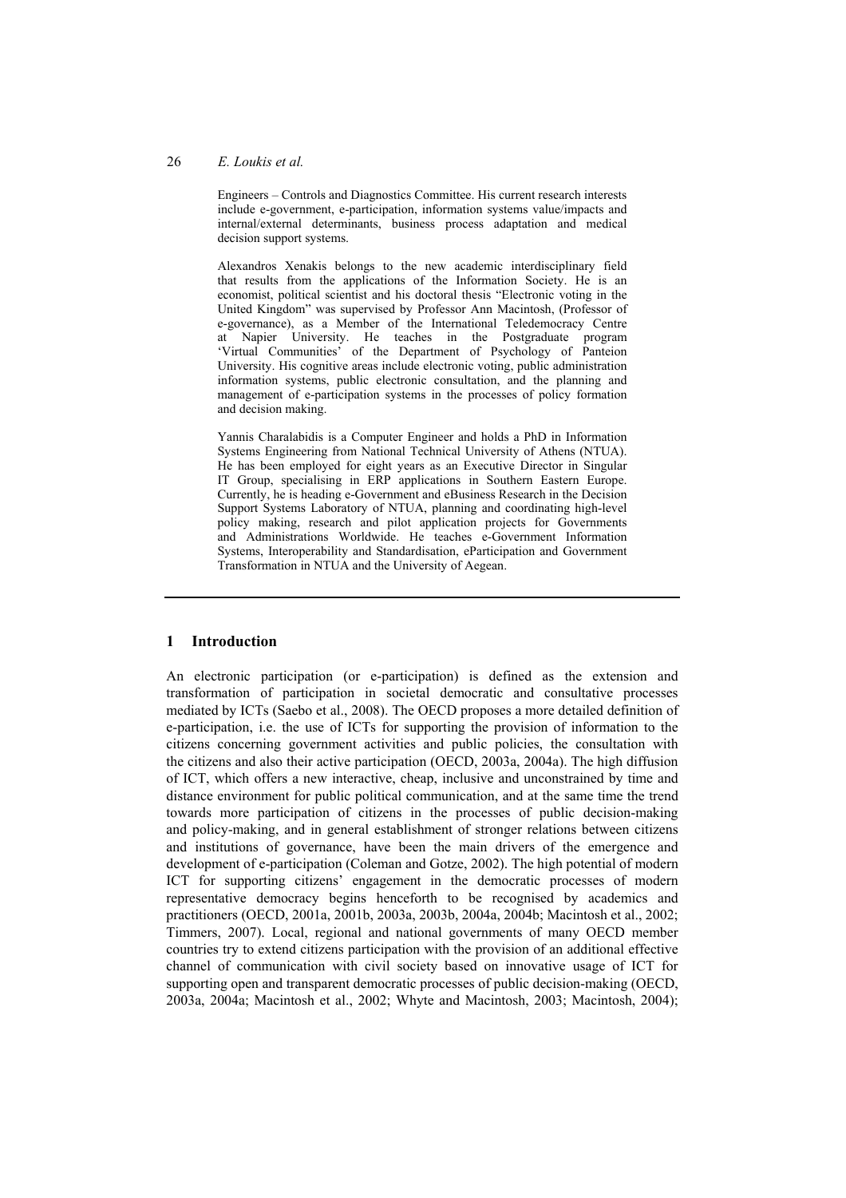Engineers – Controls and Diagnostics Committee. His current research interests include e-government, e-participation, information systems value/impacts and internal/external determinants, business process adaptation and medical decision support systems.

Alexandros Xenakis belongs to the new academic interdisciplinary field that results from the applications of the Information Society. He is an economist, political scientist and his doctoral thesis "Electronic voting in the United Kingdom" was supervised by Professor Ann Macintosh, (Professor of e-governance), as a Member of the International Teledemocracy Centre at Napier University. He teaches in the Postgraduate program 'Virtual Communities' of the Department of Psychology of Panteion University. His cognitive areas include electronic voting, public administration information systems, public electronic consultation, and the planning and management of e-participation systems in the processes of policy formation and decision making.

Yannis Charalabidis is a Computer Engineer and holds a PhD in Information Systems Engineering from National Technical University of Athens (NTUA). He has been employed for eight years as an Executive Director in Singular IT Group, specialising in ERP applications in Southern Eastern Europe. Currently, he is heading e-Government and eBusiness Research in the Decision Support Systems Laboratory of NTUA, planning and coordinating high-level policy making, research and pilot application projects for Governments and Administrations Worldwide. He teaches e-Government Information Systems, Interoperability and Standardisation, eParticipation and Government Transformation in NTUA and the University of Aegean.

## 1 Introduction

An electronic participation (or e-participation) is defined as the extension and transformation of participation in societal democratic and consultative processes mediated by ICTs (Saebo et al., 2008). The OECD proposes a more detailed definition of e-participation, i.e. the use of ICTs for supporting the provision of information to the citizens concerning government activities and public policies, the consultation with the citizens and also their active participation (OECD, 2003a, 2004a). The high diffusion of ICT, which offers a new interactive, cheap, inclusive and unconstrained by time and distance environment for public political communication, and at the same time the trend towards more participation of citizens in the processes of public decision-making and policy-making, and in general establishment of stronger relations between citizens and institutions of governance, have been the main drivers of the emergence and development of e-participation (Coleman and Gotze, 2002). The high potential of modern ICT for supporting citizens' engagement in the democratic processes of modern representative democracy begins henceforth to be recognised by academics and practitioners (OECD, 2001a, 2001b, 2003a, 2003b, 2004a, 2004b; Macintosh et al., 2002; Timmers, 2007). Local, regional and national governments of many OECD member countries try to extend citizens participation with the provision of an additional effective channel of communication with civil society based on innovative usage of ICT for supporting open and transparent democratic processes of public decision-making (OECD, 2003a, 2004a; Macintosh et al., 2002; Whyte and Macintosh, 2003; Macintosh, 2004);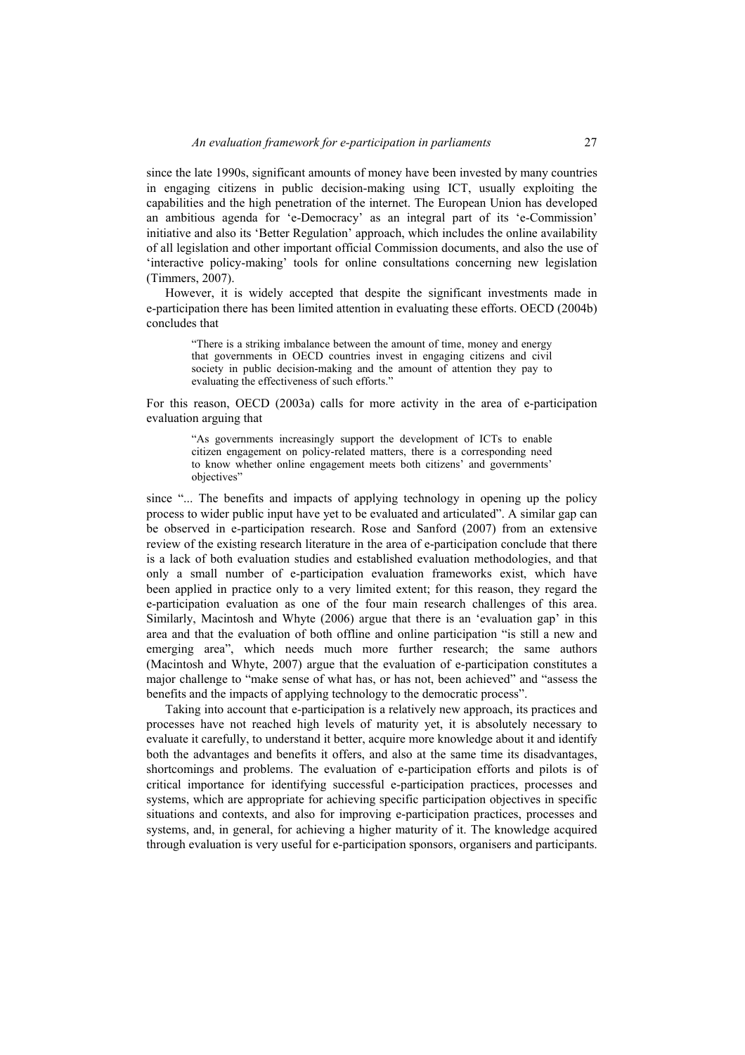since the late 1990s, significant amounts of money have been invested by many countries in engaging citizens in public decision-making using ICT, usually exploiting the capabilities and the high penetration of the internet. The European Union has developed an ambitious agenda for 'e-Democracy' as an integral part of its 'e-Commission' initiative and also its 'Better Regulation' approach, which includes the online availability of all legislation and other important official Commission documents, and also the use of 'interactive policy-making' tools for online consultations concerning new legislation (Timmers, 2007).

However, it is widely accepted that despite the significant investments made in e-participation there has been limited attention in evaluating these efforts. OECD (2004b) concludes that

> "There is a striking imbalance between the amount of time, money and energy that governments in OECD countries invest in engaging citizens and civil society in public decision-making and the amount of attention they pay to evaluating the effectiveness of such efforts."

For this reason, OECD (2003a) calls for more activity in the area of e-participation evaluation arguing that

> "As governments increasingly support the development of ICTs to enable citizen engagement on policy-related matters, there is a corresponding need to know whether online engagement meets both citizens' and governments' objectives"

since "... The benefits and impacts of applying technology in opening up the policy process to wider public input have yet to be evaluated and articulated". A similar gap can be observed in e-participation research. Rose and Sanford (2007) from an extensive review of the existing research literature in the area of e-participation conclude that there is a lack of both evaluation studies and established evaluation methodologies, and that only a small number of e-participation evaluation frameworks exist, which have been applied in practice only to a very limited extent; for this reason, they regard the e-participation evaluation as one of the four main research challenges of this area. Similarly, Macintosh and Whyte (2006) argue that there is an 'evaluation gap' in this area and that the evaluation of both offline and online participation "is still a new and emerging area", which needs much more further research; the same authors (Macintosh and Whyte, 2007) argue that the evaluation of e-participation constitutes a major challenge to "make sense of what has, or has not, been achieved" and "assess the benefits and the impacts of applying technology to the democratic process".

Taking into account that e-participation is a relatively new approach, its practices and processes have not reached high levels of maturity yet, it is absolutely necessary to evaluate it carefully, to understand it better, acquire more knowledge about it and identify both the advantages and benefits it offers, and also at the same time its disadvantages, shortcomings and problems. The evaluation of e-participation efforts and pilots is of critical importance for identifying successful e-participation practices, processes and systems, which are appropriate for achieving specific participation objectives in specific situations and contexts, and also for improving e-participation practices, processes and systems, and, in general, for achieving a higher maturity of it. The knowledge acquired through evaluation is very useful for e-participation sponsors, organisers and participants.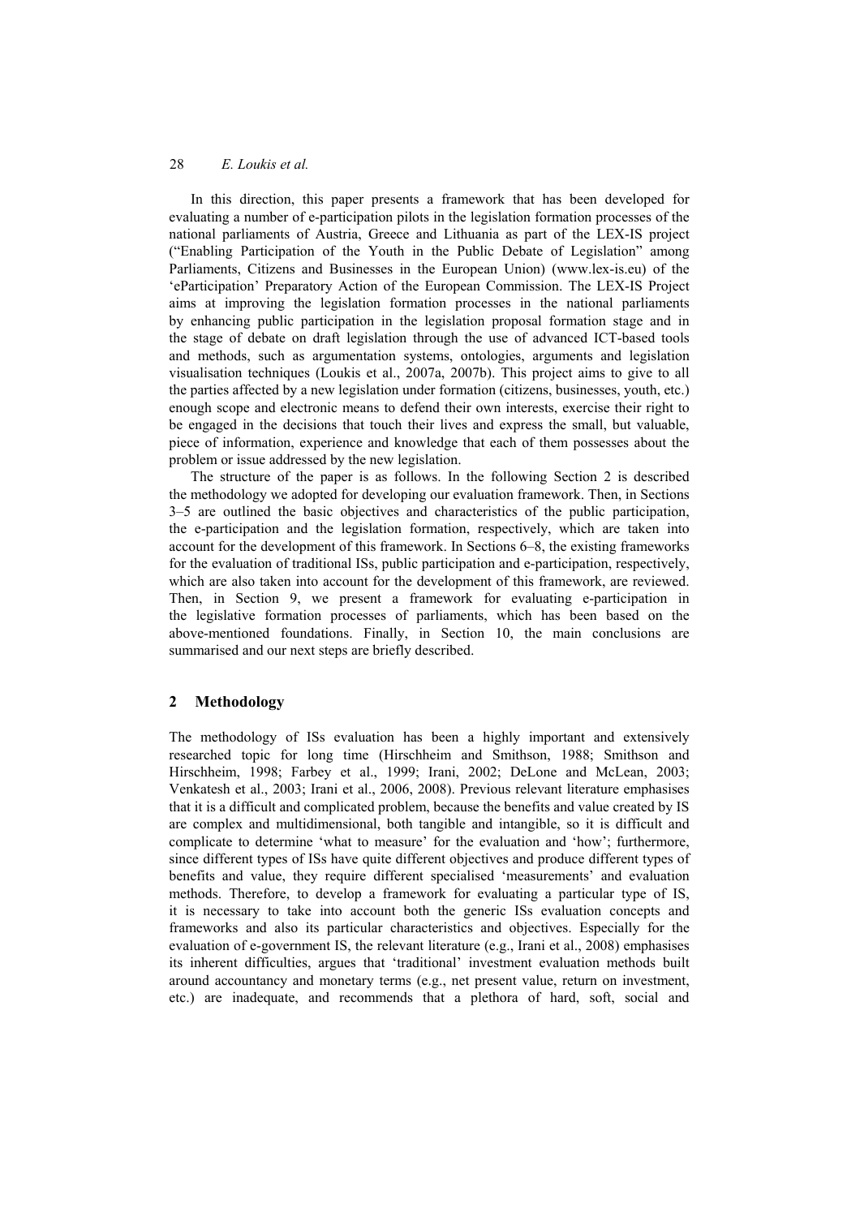In this direction, this paper presents a framework that has been developed for evaluating a number of e-participation pilots in the legislation formation processes of the national parliaments of Austria, Greece and Lithuania as part of the LEX-IS project ("Enabling Participation of the Youth in the Public Debate of Legislation" among Parliaments, Citizens and Businesses in the European Union) (www.lex-is.eu) of the 'eParticipation' Preparatory Action of the European Commission. The LEX-IS Project aims at improving the legislation formation processes in the national parliaments by enhancing public participation in the legislation proposal formation stage and in the stage of debate on draft legislation through the use of advanced ICT-based tools and methods, such as argumentation systems, ontologies, arguments and legislation visualisation techniques (Loukis et al., 2007a, 2007b). This project aims to give to all the parties affected by a new legislation under formation (citizens, businesses, youth, etc.) enough scope and electronic means to defend their own interests, exercise their right to be engaged in the decisions that touch their lives and express the small, but valuable, piece of information, experience and knowledge that each of them possesses about the problem or issue addressed by the new legislation.

The structure of the paper is as follows. In the following Section 2 is described the methodology we adopted for developing our evaluation framework. Then, in Sections 3–5 are outlined the basic objectives and characteristics of the public participation, the e-participation and the legislation formation, respectively, which are taken into account for the development of this framework. In Sections 6–8, the existing frameworks for the evaluation of traditional ISs, public participation and e-participation, respectively, which are also taken into account for the development of this framework, are reviewed. Then, in Section 9, we present a framework for evaluating e-participation in the legislative formation processes of parliaments, which has been based on the above-mentioned foundations. Finally, in Section 10, the main conclusions are summarised and our next steps are briefly described.

## 2 Methodology

The methodology of ISs evaluation has been a highly important and extensively researched topic for long time (Hirschheim and Smithson, 1988; Smithson and Hirschheim, 1998; Farbey et al., 1999; Irani, 2002; DeLone and McLean, 2003; Venkatesh et al., 2003; Irani et al., 2006, 2008). Previous relevant literature emphasises that it is a difficult and complicated problem, because the benefits and value created by IS are complex and multidimensional, both tangible and intangible, so it is difficult and complicate to determine 'what to measure' for the evaluation and 'how'; furthermore, since different types of ISs have quite different objectives and produce different types of benefits and value, they require different specialised 'measurements' and evaluation methods. Therefore, to develop a framework for evaluating a particular type of IS, it is necessary to take into account both the generic ISs evaluation concepts and frameworks and also its particular characteristics and objectives. Especially for the evaluation of e-government IS, the relevant literature (e.g., Irani et al., 2008) emphasises its inherent difficulties, argues that 'traditional' investment evaluation methods built around accountancy and monetary terms (e.g., net present value, return on investment, etc.) are inadequate, and recommends that a plethora of hard, soft, social and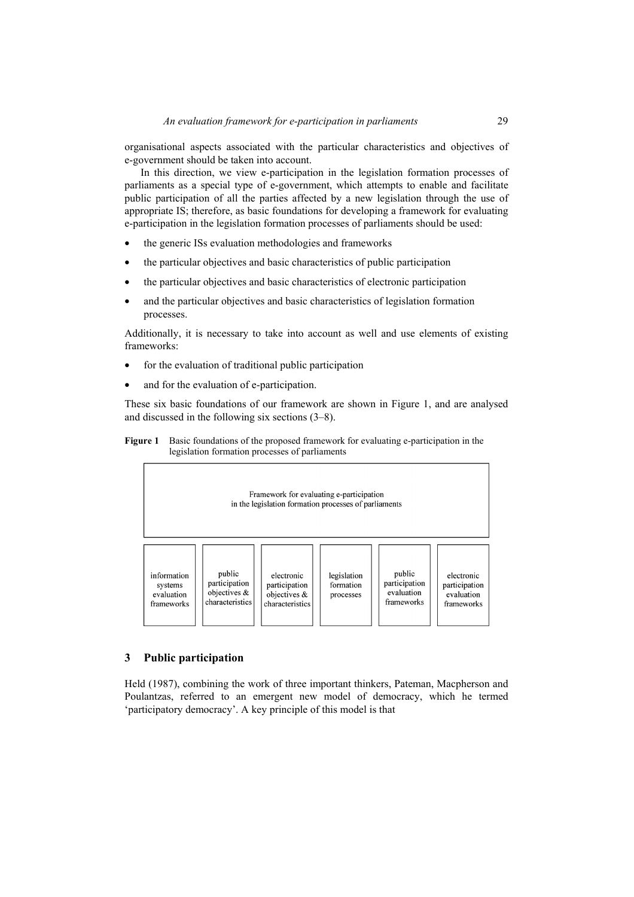organisational aspects associated with the particular characteristics and objectives of e-government should be taken into account.

In this direction, we view e-participation in the legislation formation processes of parliaments as a special type of e-government, which attempts to enable and facilitate public participation of all the parties affected by a new legislation through the use of appropriate IS; therefore, as basic foundations for developing a framework for evaluating e-participation in the legislation formation processes of parliaments should be used:

- the generic ISs evaluation methodologies and frameworks
- the particular objectives and basic characteristics of public participation
- the particular objectives and basic characteristics of electronic participation
- and the particular objectives and basic characteristics of legislation formation processes.

Additionally, it is necessary to take into account as well and use elements of existing frameworks:

- for the evaluation of traditional public participation
- and for the evaluation of e-participation.

These six basic foundations of our framework are shown in Figure 1, and are analysed and discussed in the following six sections (3–8).

**Figure 1** Basic foundations of the proposed framework for evaluating e-participation in the legislation formation processes of parliaments

| Framework for evaluating e-participation in the legislation formation processes of parliaments | | | | | |
|---|---|---|---|---|---|
| information systems evaluation frameworks | public participation objectives & characteristics | electronic participation objectives & characteristics | legislation formation processes | public participation evaluation frameworks | electronic participation evaluation frameworks |

## 3 Public participation

Held (1987), combining the work of three important thinkers, Pateman, Macpherson and Poulantzas, referred to an emergent new model of democracy, which he termed 'participatory democracy'. A key principle of this model is that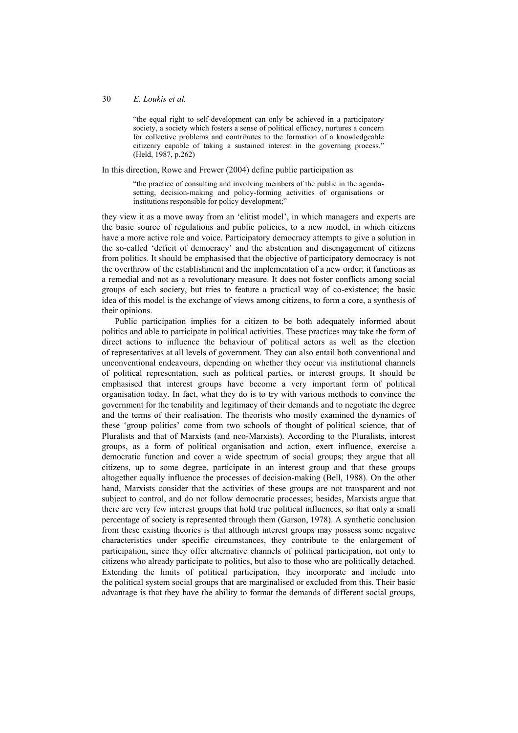> "the equal right to self-development can only be achieved in a participatory society, a society which fosters a sense of political efficacy, nurtures a concern for collective problems and contributes to the formation of a knowledgeable citizenry capable of taking a sustained interest in the governing process." (Held, 1987, p.262)

In this direction, Rowe and Frewer (2004) define public participation as

> "the practice of consulting and involving members of the public in the agenda-setting, decision-making and policy-forming activities of organisations or institutions responsible for policy development;"

they view it as a move away from an 'elitist model', in which managers and experts are the basic source of regulations and public policies, to a new model, in which citizens have a more active role and voice. Participatory democracy attempts to give a solution in the so-called 'deficit of democracy' and the abstention and disengagement of citizens from politics. It should be emphasised that the objective of participatory democracy is not the overthrow of the establishment and the implementation of a new order; it functions as a remedial and not as a revolutionary measure. It does not foster conflicts among social groups of each society, but tries to feature a practical way of co-existence; the basic idea of this model is the exchange of views among citizens, to form a core, a synthesis of their opinions.

Public participation implies for a citizen to be both adequately informed about politics and able to participate in political activities. These practices may take the form of direct actions to influence the behaviour of political actors as well as the election of representatives at all levels of government. They can also entail both conventional and unconventional endeavours, depending on whether they occur via institutional channels of political representation, such as political parties, or interest groups. It should be emphasised that interest groups have become a very important form of political organisation today. In fact, what they do is to try with various methods to convince the government for the tenability and legitimacy of their demands and to negotiate the degree and the terms of their realisation. The theorists who mostly examined the dynamics of these 'group politics' come from two schools of thought of political science, that of Pluralists and that of Marxists (and neo-Marxists). According to the Pluralists, interest groups, as a form of political organisation and action, exert influence, exercise a democratic function and cover a wide spectrum of social groups; they argue that all citizens, up to some degree, participate in an interest group and that these groups altogether equally influence the processes of decision-making (Bell, 1988). On the other hand, Marxists consider that the activities of these groups are not transparent and not subject to control, and do not follow democratic processes; besides, Marxists argue that there are very few interest groups that hold true political influences, so that only a small percentage of society is represented through them (Garson, 1978). A synthetic conclusion from these existing theories is that although interest groups may possess some negative characteristics under specific circumstances, they contribute to the enlargement of participation, since they offer alternative channels of political participation, not only to citizens who already participate to politics, but also to those who are politically detached. Extending the limits of political participation, they incorporate and include into the political system social groups that are marginalised or excluded from this. Their basic advantage is that they have the ability to format the demands of different social groups,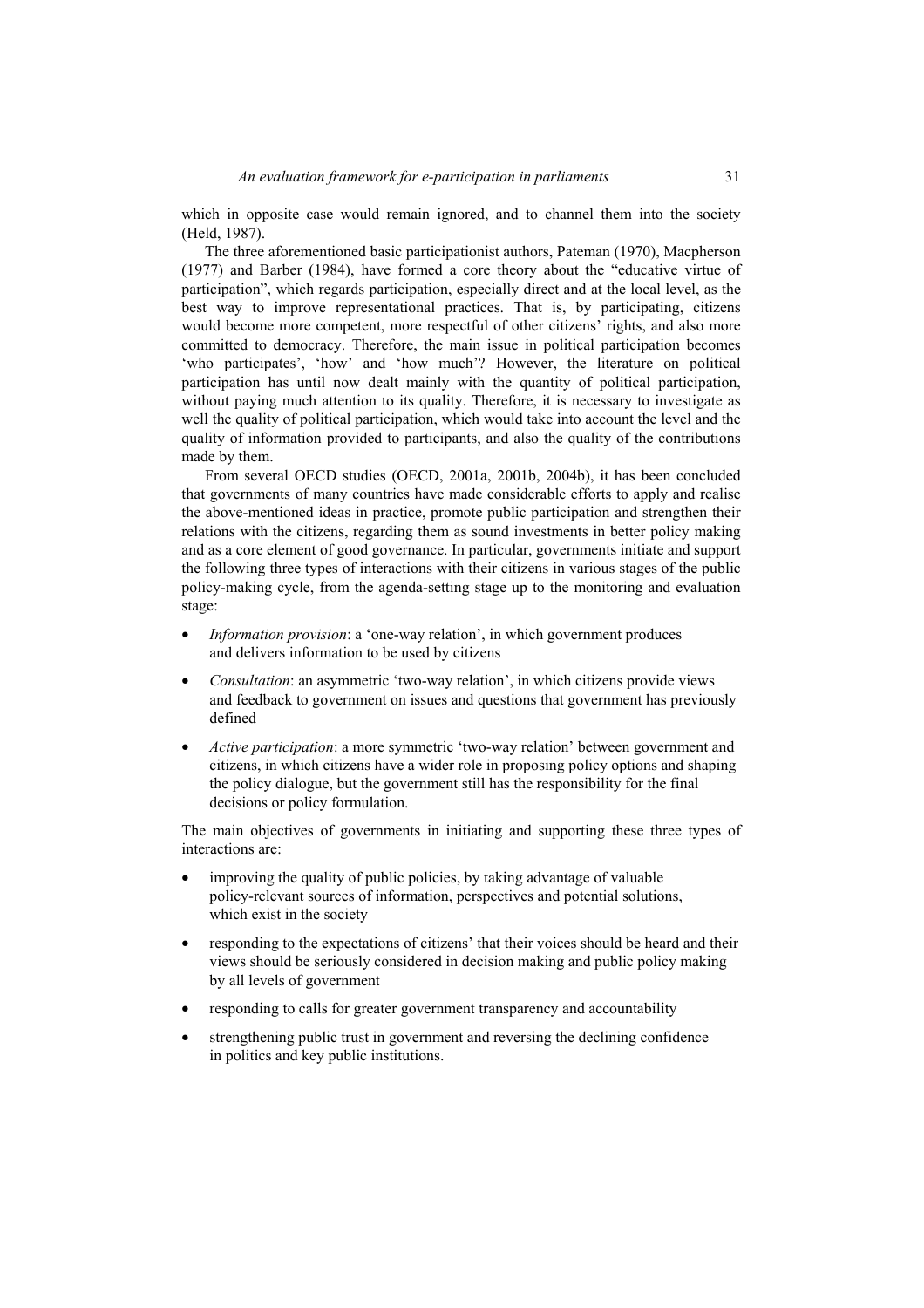which in opposite case would remain ignored, and to channel them into the society (Held, 1987).

The three aforementioned basic participationist authors, Pateman (1970), Macpherson (1977) and Barber (1984), have formed a core theory about the "educative virtue of participation", which regards participation, especially direct and at the local level, as the best way to improve representational practices. That is, by participating, citizens would become more competent, more respectful of other citizens' rights, and also more committed to democracy. Therefore, the main issue in political participation becomes 'who participates', 'how' and 'how much'? However, the literature on political participation has until now dealt mainly with the quantity of political participation, without paying much attention to its quality. Therefore, it is necessary to investigate as well the quality of political participation, which would take into account the level and the quality of information provided to participants, and also the quality of the contributions made by them.

From several OECD studies (OECD, 2001a, 2001b, 2004b), it has been concluded that governments of many countries have made considerable efforts to apply and realise the above-mentioned ideas in practice, promote public participation and strengthen their relations with the citizens, regarding them as sound investments in better policy making and as a core element of good governance. In particular, governments initiate and support the following three types of interactions with their citizens in various stages of the public policy-making cycle, from the agenda-setting stage up to the monitoring and evaluation stage:

- *Information provision*: a 'one-way relation', in which government produces and delivers information to be used by citizens
- *Consultation*: an asymmetric 'two-way relation', in which citizens provide views and feedback to government on issues and questions that government has previously defined
- *Active participation*: a more symmetric 'two-way relation' between government and citizens, in which citizens have a wider role in proposing policy options and shaping the policy dialogue, but the government still has the responsibility for the final decisions or policy formulation.

The main objectives of governments in initiating and supporting these three types of interactions are:

- improving the quality of public policies, by taking advantage of valuable policy-relevant sources of information, perspectives and potential solutions, which exist in the society
- responding to the expectations of citizens' that their voices should be heard and their views should be seriously considered in decision making and public policy making by all levels of government
- responding to calls for greater government transparency and accountability
- strengthening public trust in government and reversing the declining confidence in politics and key public institutions.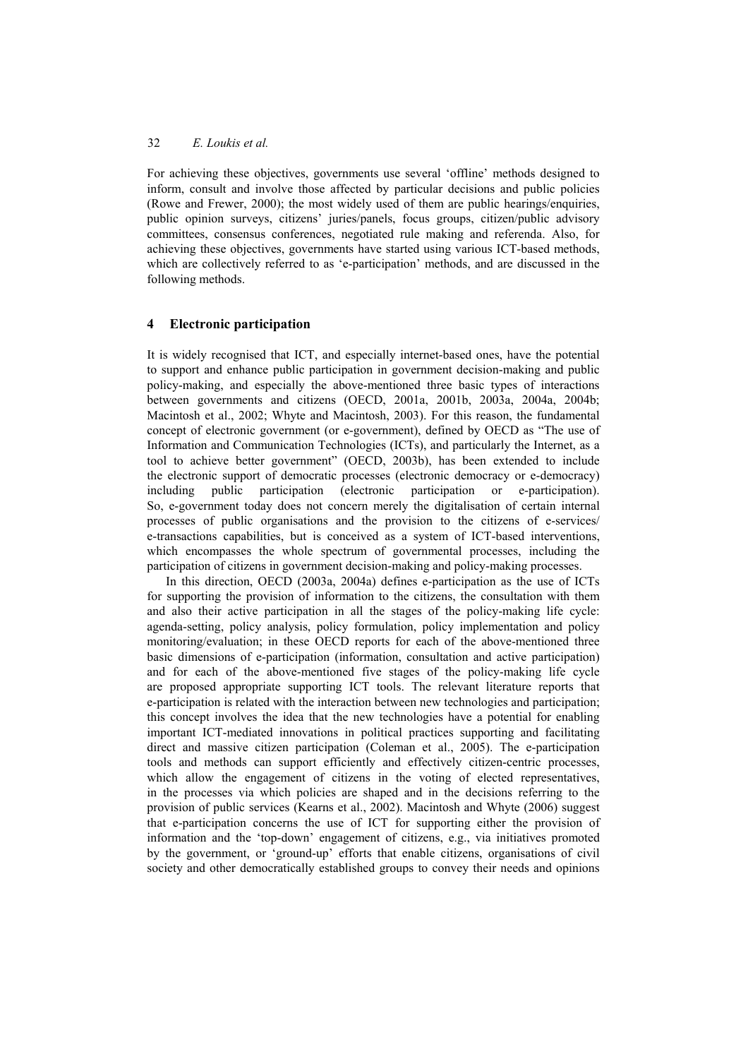For achieving these objectives, governments use several 'offline' methods designed to inform, consult and involve those affected by particular decisions and public policies (Rowe and Frewer, 2000); the most widely used of them are public hearings/enquiries, public opinion surveys, citizens' juries/panels, focus groups, citizen/public advisory committees, consensus conferences, negotiated rule making and referenda. Also, for achieving these objectives, governments have started using various ICT-based methods, which are collectively referred to as 'e-participation' methods, and are discussed in the following methods.

## 4 Electronic participation

It is widely recognised that ICT, and especially internet-based ones, have the potential to support and enhance public participation in government decision-making and public policy-making, and especially the above-mentioned three basic types of interactions between governments and citizens (OECD, 2001a, 2001b, 2003a, 2004a, 2004b; Macintosh et al., 2002; Whyte and Macintosh, 2003). For this reason, the fundamental concept of electronic government (or e-government), defined by OECD as "The use of Information and Communication Technologies (ICTs), and particularly the Internet, as a tool to achieve better government" (OECD, 2003b), has been extended to include the electronic support of democratic processes (electronic democracy or e-democracy) including public participation (electronic participation or e-participation). So, e-government today does not concern merely the digitalisation of certain internal processes of public organisations and the provision to the citizens of e-services/ e-transactions capabilities, but is conceived as a system of ICT-based interventions, which encompasses the whole spectrum of governmental processes, including the participation of citizens in government decision-making and policy-making processes.

In this direction, OECD (2003a, 2004a) defines e-participation as the use of ICTs for supporting the provision of information to the citizens, the consultation with them and also their active participation in all the stages of the policy-making life cycle: agenda-setting, policy analysis, policy formulation, policy implementation and policy monitoring/evaluation; in these OECD reports for each of the above-mentioned three basic dimensions of e-participation (information, consultation and active participation) and for each of the above-mentioned five stages of the policy-making life cycle are proposed appropriate supporting ICT tools. The relevant literature reports that e-participation is related with the interaction between new technologies and participation; this concept involves the idea that the new technologies have a potential for enabling important ICT-mediated innovations in political practices supporting and facilitating direct and massive citizen participation (Coleman et al., 2005). The e-participation tools and methods can support efficiently and effectively citizen-centric processes, which allow the engagement of citizens in the voting of elected representatives, in the processes via which policies are shaped and in the decisions referring to the provision of public services (Kearns et al., 2002). Macintosh and Whyte (2006) suggest that e-participation concerns the use of ICT for supporting either the provision of information and the 'top-down' engagement of citizens, e.g., via initiatives promoted by the government, or 'ground-up' efforts that enable citizens, organisations of civil society and other democratically established groups to convey their needs and opinions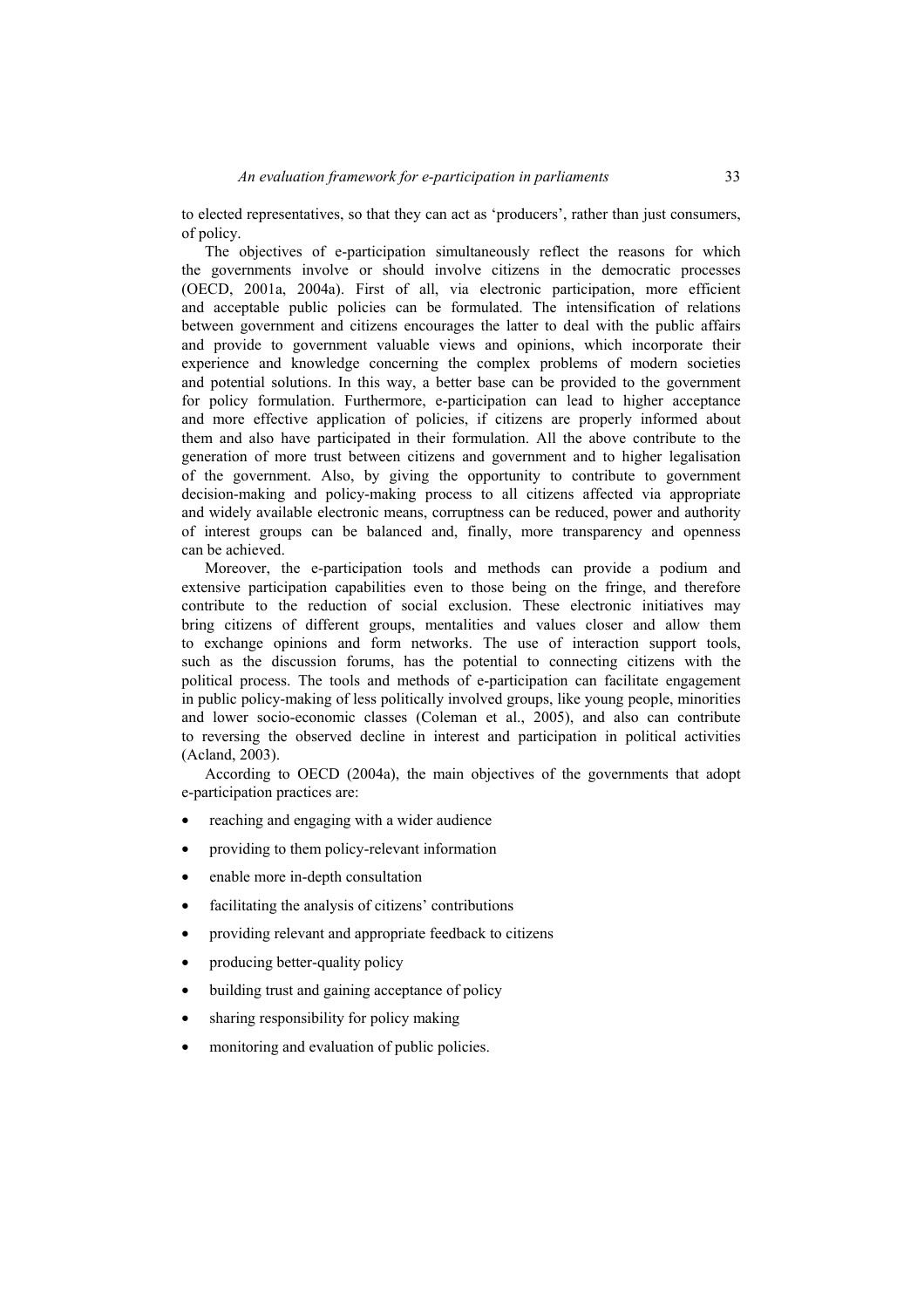to elected representatives, so that they can act as 'producers', rather than just consumers, of policy.

The objectives of e-participation simultaneously reflect the reasons for which the governments involve or should involve citizens in the democratic processes (OECD, 2001a, 2004a). First of all, via electronic participation, more efficient and acceptable public policies can be formulated. The intensification of relations between government and citizens encourages the latter to deal with the public affairs and provide to government valuable views and opinions, which incorporate their experience and knowledge concerning the complex problems of modern societies and potential solutions. In this way, a better base can be provided to the government for policy formulation. Furthermore, e-participation can lead to higher acceptance and more effective application of policies, if citizens are properly informed about them and also have participated in their formulation. All the above contribute to the generation of more trust between citizens and government and to higher legalisation of the government. Also, by giving the opportunity to contribute to government decision-making and policy-making process to all citizens affected via appropriate and widely available electronic means, corruptness can be reduced, power and authority of interest groups can be balanced and, finally, more transparency and openness can be achieved.

Moreover, the e-participation tools and methods can provide a podium and extensive participation capabilities even to those being on the fringe, and therefore contribute to the reduction of social exclusion. These electronic initiatives may bring citizens of different groups, mentalities and values closer and allow them to exchange opinions and form networks. The use of interaction support tools, such as the discussion forums, has the potential to connecting citizens with the political process. The tools and methods of e-participation can facilitate engagement in public policy-making of less politically involved groups, like young people, minorities and lower socio-economic classes (Coleman et al., 2005), and also can contribute to reversing the observed decline in interest and participation in political activities (Acland, 2003).

According to OECD (2004a), the main objectives of the governments that adopt e-participation practices are:

- reaching and engaging with a wider audience
- providing to them policy-relevant information
- enable more in-depth consultation
- facilitating the analysis of citizens' contributions
- providing relevant and appropriate feedback to citizens
- producing better-quality policy
- building trust and gaining acceptance of policy
- sharing responsibility for policy making
- monitoring and evaluation of public policies.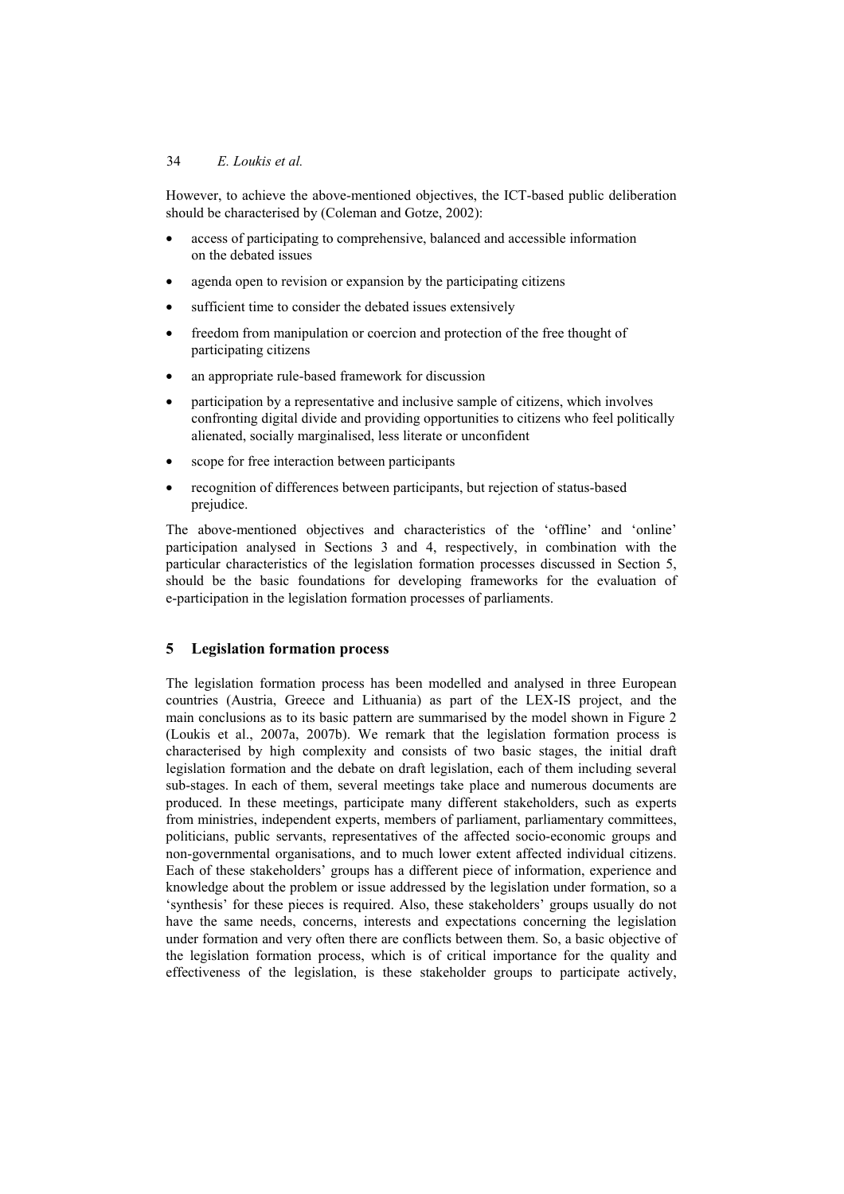However, to achieve the above-mentioned objectives, the ICT-based public deliberation should be characterised by (Coleman and Gotze, 2002):

- access of participating to comprehensive, balanced and accessible information on the debated issues
- agenda open to revision or expansion by the participating citizens
- sufficient time to consider the debated issues extensively
- freedom from manipulation or coercion and protection of the free thought of participating citizens
- an appropriate rule-based framework for discussion
- participation by a representative and inclusive sample of citizens, which involves confronting digital divide and providing opportunities to citizens who feel politically alienated, socially marginalised, less literate or unconfident
- scope for free interaction between participants
- recognition of differences between participants, but rejection of status-based prejudice.

The above-mentioned objectives and characteristics of the 'offline' and 'online' participation analysed in Sections 3 and 4, respectively, in combination with the particular characteristics of the legislation formation processes discussed in Section 5, should be the basic foundations for developing frameworks for the evaluation of e-participation in the legislation formation processes of parliaments.

## 5 Legislation formation process

The legislation formation process has been modelled and analysed in three European countries (Austria, Greece and Lithuania) as part of the LEX-IS project, and the main conclusions as to its basic pattern are summarised by the model shown in Figure 2 (Loukis et al., 2007a, 2007b). We remark that the legislation formation process is characterised by high complexity and consists of two basic stages, the initial draft legislation formation and the debate on draft legislation, each of them including several sub-stages. In each of them, several meetings take place and numerous documents are produced. In these meetings, participate many different stakeholders, such as experts from ministries, independent experts, members of parliament, parliamentary committees, politicians, public servants, representatives of the affected socio-economic groups and non-governmental organisations, and to much lower extent affected individual citizens. Each of these stakeholders' groups has a different piece of information, experience and knowledge about the problem or issue addressed by the legislation under formation, so a 'synthesis' for these pieces is required. Also, these stakeholders' groups usually do not have the same needs, concerns, interests and expectations concerning the legislation under formation and very often there are conflicts between them. So, a basic objective of the legislation formation process, which is of critical importance for the quality and effectiveness of the legislation, is these stakeholder groups to participate actively,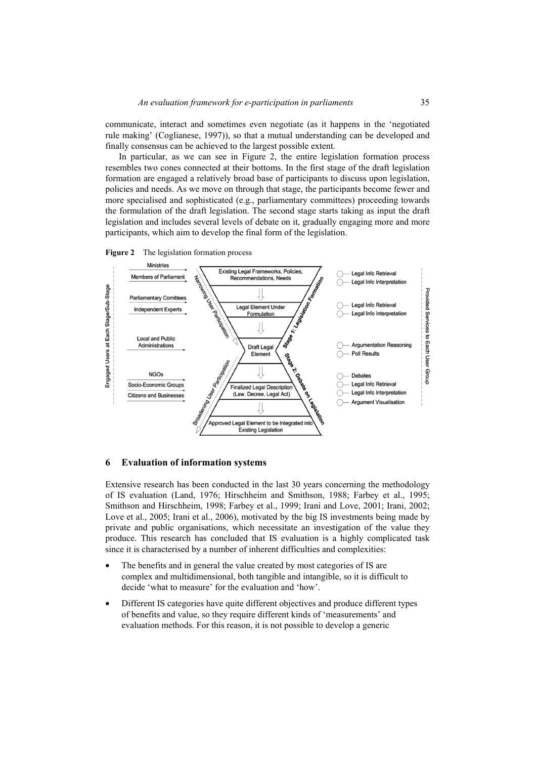communicate, interact and sometimes even negotiate (as it happens in the 'negotiated rule making' (Coglianese, 1997)), so that a mutual understanding can be developed and finally consensus can be achieved to the largest possible extent.

In particular, as we can see in Figure 2, the entire legislation formation process resembles two cones connected at their bottoms. In the first stage of the draft legislation formation are engaged a relatively broad base of participants to discuss upon legislation, policies and needs. As we move on through that stage, the participants become fewer and more specialised and sophisticated (e.g., parliamentary committees) proceeding towards the formulation of the draft legislation. The second stage starts taking as input the draft legislation and includes several levels of debate on it, gradually engaging more and more participants, which aim to develop the final form of the legislation.

**Figure 2** The legislation formation process

## 6 Evaluation of information systems

Extensive research has been conducted in the last 30 years concerning the methodology of IS evaluation (Land, 1976; Hirschheim and Smithson, 1988; Farbey et al., 1995; Smithson and Hirschheim, 1998; Farbey et al., 1999; Irani and Love, 2001; Irani, 2002; Love et al., 2005; Irani et al., 2006), motivated by the big IS investments being made by private and public organisations, which necessitate an investigation of the value they produce. This research has concluded that IS evaluation is a highly complicated task since it is characterised by a number of inherent difficulties and complexities:

- The benefits and in general the value created by most categories of IS are complex and multidimensional, both tangible and intangible, so it is difficult to decide 'what to measure' for the evaluation and 'how'.
- Different IS categories have quite different objectives and produce different types of benefits and value, so they require different kinds of 'measurements' and evaluation methods. For this reason, it is not possible to develop a generic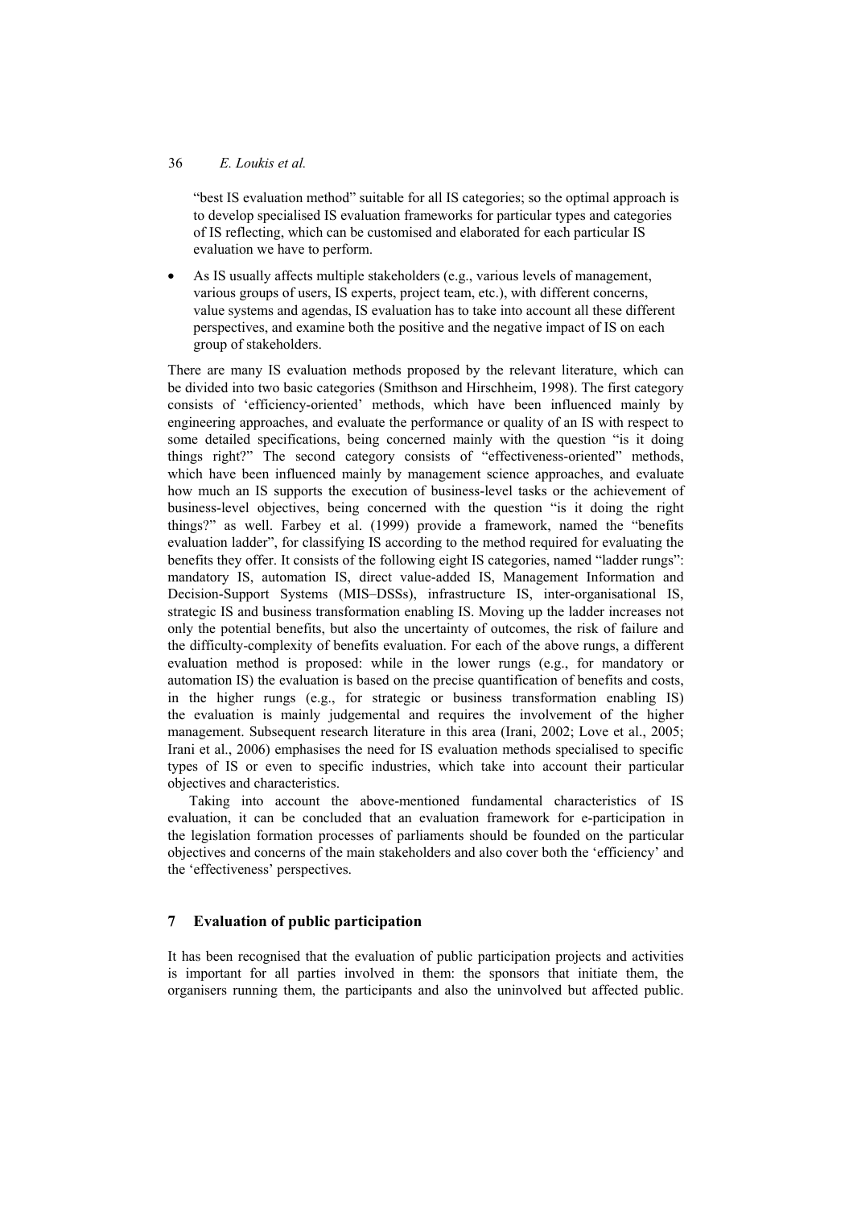"best IS evaluation method" suitable for all IS categories; so the optimal approach is to develop specialised IS evaluation frameworks for particular types and categories of IS reflecting, which can be customised and elaborated for each particular IS evaluation we have to perform.

- As IS usually affects multiple stakeholders (e.g., various levels of management, various groups of users, IS experts, project team, etc.), with different concerns, value systems and agendas, IS evaluation has to take into account all these different perspectives, and examine both the positive and the negative impact of IS on each group of stakeholders.

There are many IS evaluation methods proposed by the relevant literature, which can be divided into two basic categories (Smithson and Hirschheim, 1998). The first category consists of 'efficiency-oriented' methods, which have been influenced mainly by engineering approaches, and evaluate the performance or quality of an IS with respect to some detailed specifications, being concerned mainly with the question "is it doing things right?" The second category consists of "effectiveness-oriented" methods, which have been influenced mainly by management science approaches, and evaluate how much an IS supports the execution of business-level tasks or the achievement of business-level objectives, being concerned with the question "is it doing the right things?" as well. Farbey et al. (1999) provide a framework, named the "benefits evaluation ladder", for classifying IS according to the method required for evaluating the benefits they offer. It consists of the following eight IS categories, named "ladder rungs": mandatory IS, automation IS, direct value-added IS, Management Information and Decision-Support Systems (MIS–DSSs), infrastructure IS, inter-organisational IS, strategic IS and business transformation enabling IS. Moving up the ladder increases not only the potential benefits, but also the uncertainty of outcomes, the risk of failure and the difficulty-complexity of benefits evaluation. For each of the above rungs, a different evaluation method is proposed: while in the lower rungs (e.g., for mandatory or automation IS) the evaluation is based on the precise quantification of benefits and costs, in the higher rungs (e.g., for strategic or business transformation enabling IS) the evaluation is mainly judgemental and requires the involvement of the higher management. Subsequent research literature in this area (Irani, 2002; Love et al., 2005; Irani et al., 2006) emphasises the need for IS evaluation methods specialised to specific types of IS or even to specific industries, which take into account their particular objectives and characteristics.

Taking into account the above-mentioned fundamental characteristics of IS evaluation, it can be concluded that an evaluation framework for e-participation in the legislation formation processes of parliaments should be founded on the particular objectives and concerns of the main stakeholders and also cover both the 'efficiency' and the 'effectiveness' perspectives.

## 7 Evaluation of public participation

It has been recognised that the evaluation of public participation projects and activities is important for all parties involved in them: the sponsors that initiate them, the organisers running them, the participants and also the uninvolved but affected public.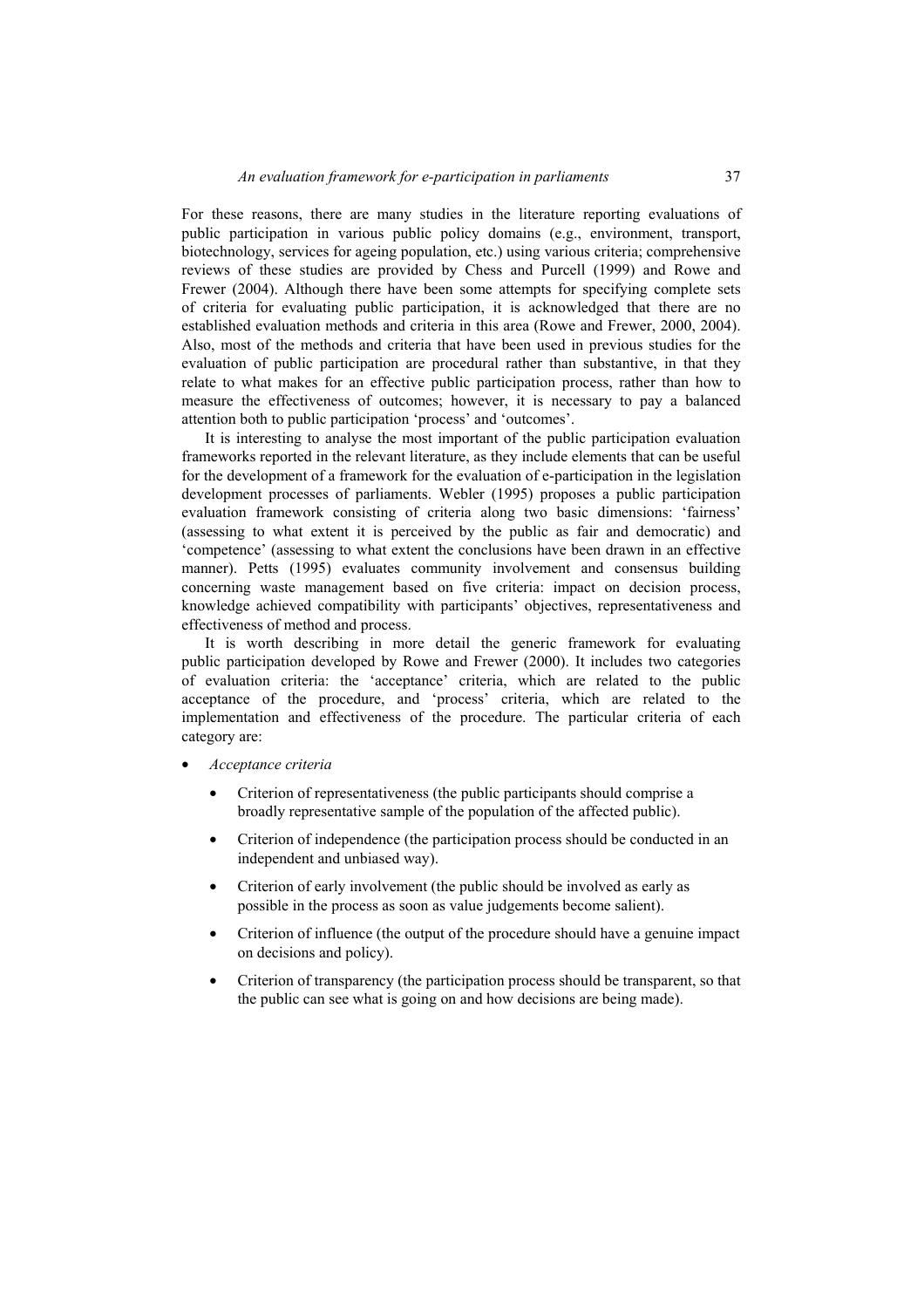For these reasons, there are many studies in the literature reporting evaluations of public participation in various public policy domains (e.g., environment, transport, biotechnology, services for ageing population, etc.) using various criteria; comprehensive reviews of these studies are provided by Chess and Purcell (1999) and Rowe and Frewer (2004). Although there have been some attempts for specifying complete sets of criteria for evaluating public participation, it is acknowledged that there are no established evaluation methods and criteria in this area (Rowe and Frewer, 2000, 2004). Also, most of the methods and criteria that have been used in previous studies for the evaluation of public participation are procedural rather than substantive, in that they relate to what makes for an effective public participation process, rather than how to measure the effectiveness of outcomes; however, it is necessary to pay a balanced attention both to public participation 'process' and 'outcomes'.

It is interesting to analyse the most important of the public participation evaluation frameworks reported in the relevant literature, as they include elements that can be useful for the development of a framework for the evaluation of e-participation in the legislation development processes of parliaments. Webler (1995) proposes a public participation evaluation framework consisting of criteria along two basic dimensions: 'fairness' (assessing to what extent it is perceived by the public as fair and democratic) and 'competence' (assessing to what extent the conclusions have been drawn in an effective manner). Petts (1995) evaluates community involvement and consensus building concerning waste management based on five criteria: impact on decision process, knowledge achieved compatibility with participants' objectives, representativeness and effectiveness of method and process.

It is worth describing in more detail the generic framework for evaluating public participation developed by Rowe and Frewer (2000). It includes two categories of evaluation criteria: the 'acceptance' criteria, which are related to the public acceptance of the procedure, and 'process' criteria, which are related to the implementation and effectiveness of the procedure. The particular criteria of each category are:

- *Acceptance criteria*
  - Criterion of representativeness (the public participants should comprise a broadly representative sample of the population of the affected public).
  - Criterion of independence (the participation process should be conducted in an independent and unbiased way).
  - Criterion of early involvement (the public should be involved as early as possible in the process as soon as value judgements become salient).
  - Criterion of influence (the output of the procedure should have a genuine impact on decisions and policy).
  - Criterion of transparency (the participation process should be transparent, so that the public can see what is going on and how decisions are being made).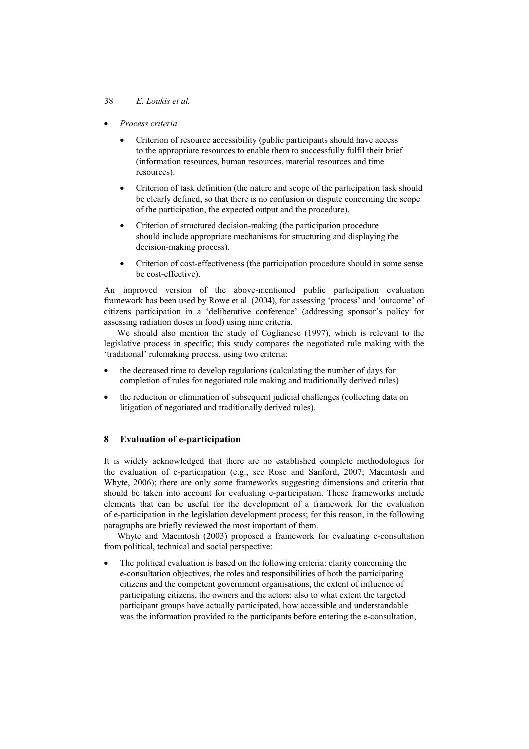- *Process criteria*
  - Criterion of resource accessibility (public participants should have access to the appropriate resources to enable them to successfully fulfil their brief (information resources, human resources, material resources and time resources).
  - Criterion of task definition (the nature and scope of the participation task should be clearly defined, so that there is no confusion or dispute concerning the scope of the participation, the expected output and the procedure).
  - Criterion of structured decision-making (the participation procedure should include appropriate mechanisms for structuring and displaying the decision-making process).
  - Criterion of cost-effectiveness (the participation procedure should in some sense be cost-effective).

An improved version of the above-mentioned public participation evaluation framework has been used by Rowe et al. (2004), for assessing 'process' and 'outcome' of citizens participation in a 'deliberative conference' (addressing sponsor's policy for assessing radiation doses in food) using nine criteria.

We should also mention the study of Coglianese (1997), which is relevant to the legislative process in specific; this study compares the negotiated rule making with the 'traditional' rulemaking process, using two criteria:

- the decreased time to develop regulations (calculating the number of days for completion of rules for negotiated rule making and traditionally derived rules)
- the reduction or elimination of subsequent judicial challenges (collecting data on litigation of negotiated and traditionally derived rules).

## 8 Evaluation of e-participation

It is widely acknowledged that there are no established complete methodologies for the evaluation of e-participation (e.g., see Rose and Sanford, 2007; Macintosh and Whyte, 2006); there are only some frameworks suggesting dimensions and criteria that should be taken into account for evaluating e-participation. These frameworks include elements that can be useful for the development of a framework for the evaluation of e-participation in the legislation development process; for this reason, in the following paragraphs are briefly reviewed the most important of them.

Whyte and Macintosh (2003) proposed a framework for evaluating e-consultation from political, technical and social perspective:

- The political evaluation is based on the following criteria: clarity concerning the e-consultation objectives, the roles and responsibilities of both the participating citizens and the competent government organisations, the extent of influence of participating citizens, the owners and the actors; also to what extent the targeted participant groups have actually participated, how accessible and understandable was the information provided to the participants before entering the e-consultation,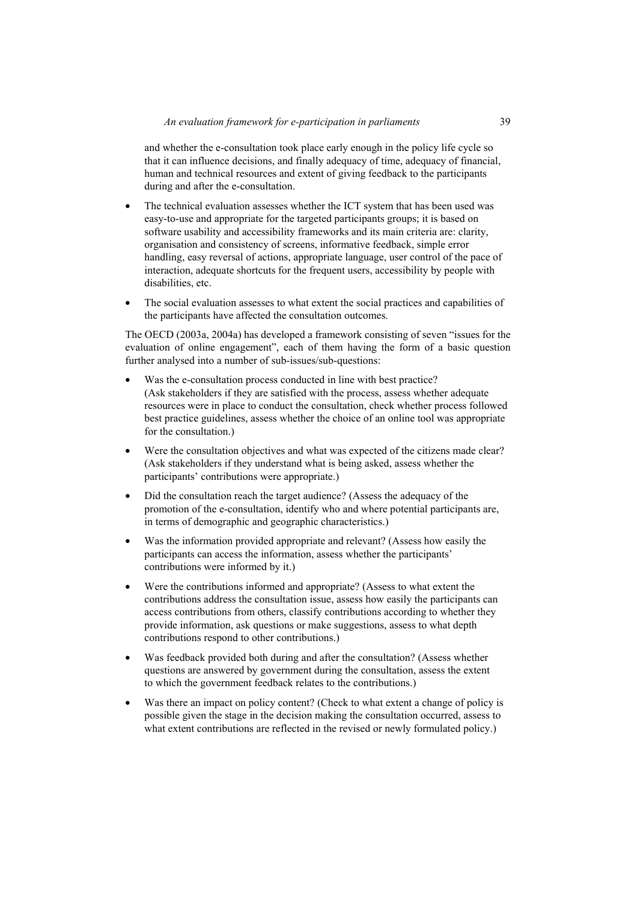and whether the e-consultation took place early enough in the policy life cycle so that it can influence decisions, and finally adequacy of time, adequacy of financial, human and technical resources and extent of giving feedback to the participants during and after the e-consultation.

- The technical evaluation assesses whether the ICT system that has been used was easy-to-use and appropriate for the targeted participants groups; it is based on software usability and accessibility frameworks and its main criteria are: clarity, organisation and consistency of screens, informative feedback, simple error handling, easy reversal of actions, appropriate language, user control of the pace of interaction, adequate shortcuts for the frequent users, accessibility by people with disabilities, etc.
- The social evaluation assesses to what extent the social practices and capabilities of the participants have affected the consultation outcomes.

The OECD (2003a, 2004a) has developed a framework consisting of seven "issues for the evaluation of online engagement", each of them having the form of a basic question further analysed into a number of sub-issues/sub-questions:

- Was the e-consultation process conducted in line with best practice? (Ask stakeholders if they are satisfied with the process, assess whether adequate resources were in place to conduct the consultation, check whether process followed best practice guidelines, assess whether the choice of an online tool was appropriate for the consultation.)
- Were the consultation objectives and what was expected of the citizens made clear? (Ask stakeholders if they understand what is being asked, assess whether the participants' contributions were appropriate.)
- Did the consultation reach the target audience? (Assess the adequacy of the promotion of the e-consultation, identify who and where potential participants are, in terms of demographic and geographic characteristics.)
- Was the information provided appropriate and relevant? (Assess how easily the participants can access the information, assess whether the participants' contributions were informed by it.)
- Were the contributions informed and appropriate? (Assess to what extent the contributions address the consultation issue, assess how easily the participants can access contributions from others, classify contributions according to whether they provide information, ask questions or make suggestions, assess to what depth contributions respond to other contributions.)
- Was feedback provided both during and after the consultation? (Assess whether questions are answered by government during the consultation, assess the extent to which the government feedback relates to the contributions.)
- Was there an impact on policy content? (Check to what extent a change of policy is possible given the stage in the decision making the consultation occurred, assess to what extent contributions are reflected in the revised or newly formulated policy.)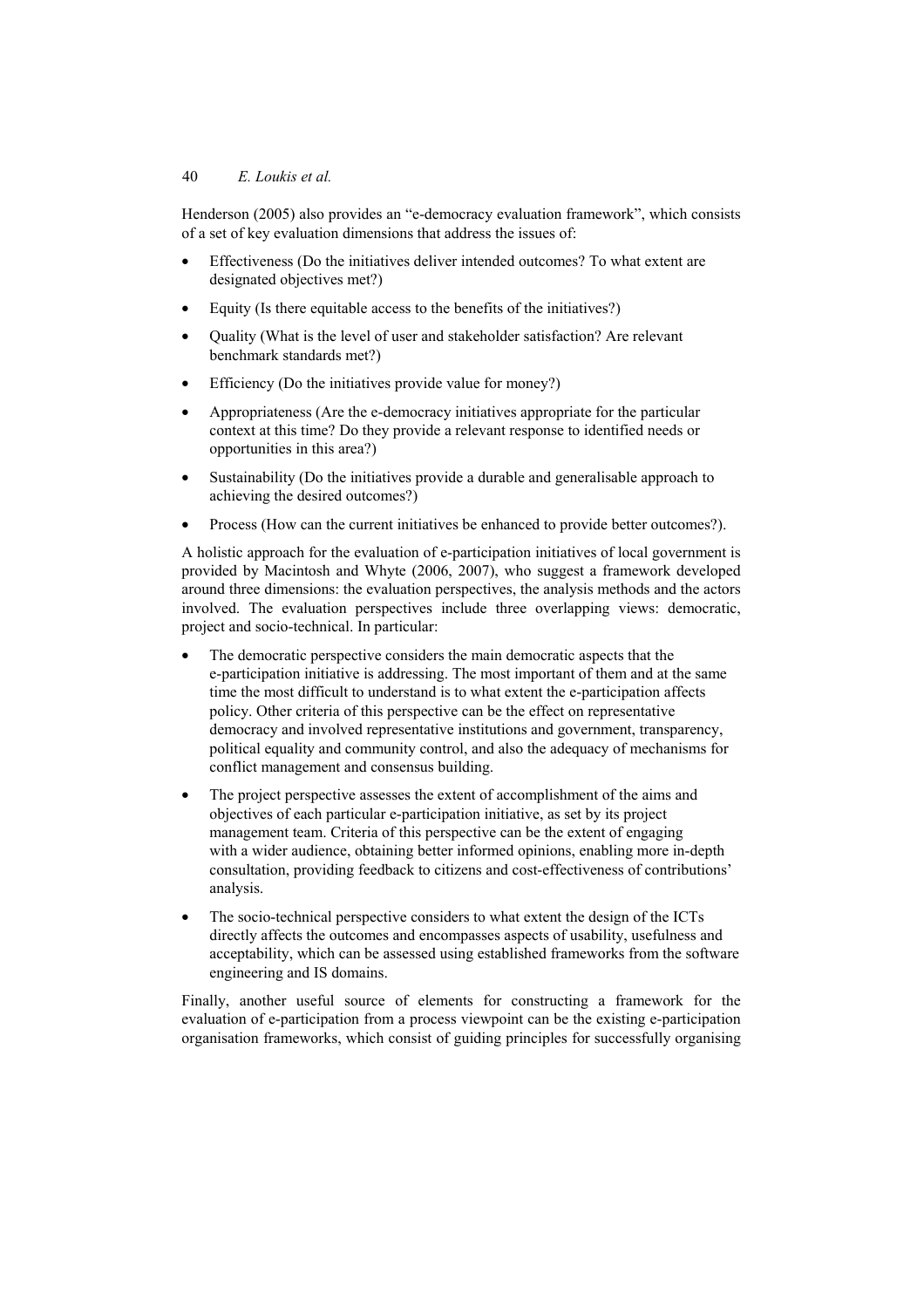Henderson (2005) also provides an "e-democracy evaluation framework", which consists of a set of key evaluation dimensions that address the issues of:

- Effectiveness (Do the initiatives deliver intended outcomes? To what extent are designated objectives met?)
- Equity (Is there equitable access to the benefits of the initiatives?)
- Quality (What is the level of user and stakeholder satisfaction? Are relevant benchmark standards met?)
- Efficiency (Do the initiatives provide value for money?)
- Appropriateness (Are the e-democracy initiatives appropriate for the particular context at this time? Do they provide a relevant response to identified needs or opportunities in this area?)
- Sustainability (Do the initiatives provide a durable and generalisable approach to achieving the desired outcomes?)
- Process (How can the current initiatives be enhanced to provide better outcomes?).

A holistic approach for the evaluation of e-participation initiatives of local government is provided by Macintosh and Whyte (2006, 2007), who suggest a framework developed around three dimensions: the evaluation perspectives, the analysis methods and the actors involved. The evaluation perspectives include three overlapping views: democratic, project and socio-technical. In particular:

- The democratic perspective considers the main democratic aspects that the e-participation initiative is addressing. The most important of them and at the same time the most difficult to understand is to what extent the e-participation affects policy. Other criteria of this perspective can be the effect on representative democracy and involved representative institutions and government, transparency, political equality and community control, and also the adequacy of mechanisms for conflict management and consensus building.
- The project perspective assesses the extent of accomplishment of the aims and objectives of each particular e-participation initiative, as set by its project management team. Criteria of this perspective can be the extent of engaging with a wider audience, obtaining better informed opinions, enabling more in-depth consultation, providing feedback to citizens and cost-effectiveness of contributions' analysis.
- The socio-technical perspective considers to what extent the design of the ICTs directly affects the outcomes and encompasses aspects of usability, usefulness and acceptability, which can be assessed using established frameworks from the software engineering and IS domains.

Finally, another useful source of elements for constructing a framework for the evaluation of e-participation from a process viewpoint can be the existing e-participation organisation frameworks, which consist of guiding principles for successfully organising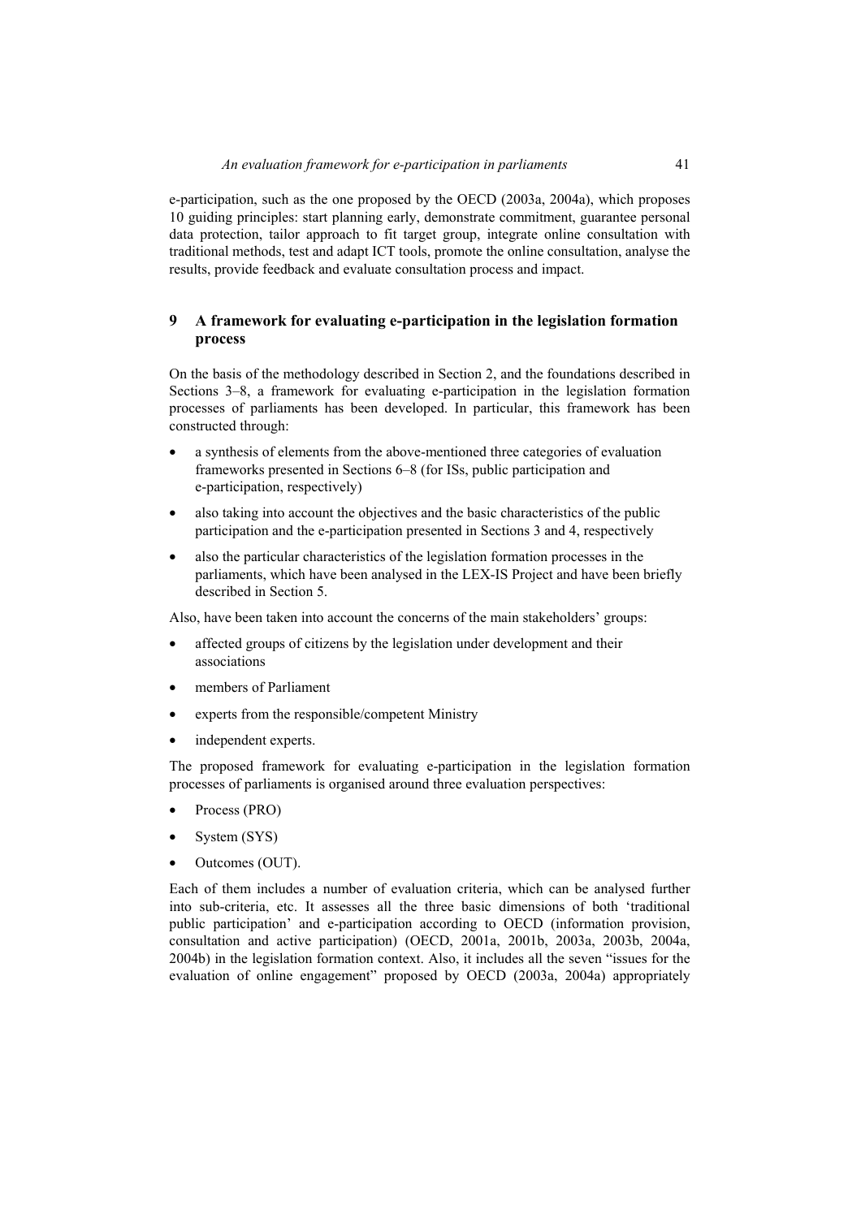e-participation, such as the one proposed by the OECD (2003a, 2004a), which proposes 10 guiding principles: start planning early, demonstrate commitment, guarantee personal data protection, tailor approach to fit target group, integrate online consultation with traditional methods, test and adapt ICT tools, promote the online consultation, analyse the results, provide feedback and evaluate consultation process and impact.

## 9 A framework for evaluating e-participation in the legislation formation process

On the basis of the methodology described in Section 2, and the foundations described in Sections 3–8, a framework for evaluating e-participation in the legislation formation processes of parliaments has been developed. In particular, this framework has been constructed through:

- a synthesis of elements from the above-mentioned three categories of evaluation frameworks presented in Sections 6–8 (for ISs, public participation and e-participation, respectively)
- also taking into account the objectives and the basic characteristics of the public participation and the e-participation presented in Sections 3 and 4, respectively
- also the particular characteristics of the legislation formation processes in the parliaments, which have been analysed in the LEX-IS Project and have been briefly described in Section 5.

Also, have been taken into account the concerns of the main stakeholders' groups:

- affected groups of citizens by the legislation under development and their associations
- members of Parliament
- experts from the responsible/competent Ministry
- independent experts.

The proposed framework for evaluating e-participation in the legislation formation processes of parliaments is organised around three evaluation perspectives:

- Process (PRO)
- System (SYS)
- Outcomes (OUT).

Each of them includes a number of evaluation criteria, which can be analysed further into sub-criteria, etc. It assesses all the three basic dimensions of both 'traditional public participation' and e-participation according to OECD (information provision, consultation and active participation) (OECD, 2001a, 2001b, 2003a, 2003b, 2004a, 2004b) in the legislation formation context. Also, it includes all the seven "issues for the evaluation of online engagement" proposed by OECD (2003a, 2004a) appropriately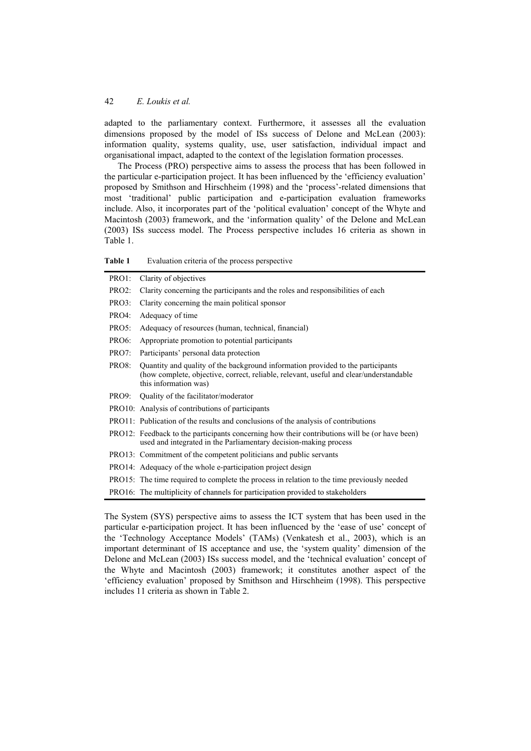adapted to the parliamentary context. Furthermore, it assesses all the evaluation dimensions proposed by the model of ISs success of Delone and McLean (2003): information quality, systems quality, use, user satisfaction, individual impact and organisational impact, adapted to the context of the legislation formation processes.

The Process (PRO) perspective aims to assess the process that has been followed in the particular e-participation project. It has been influenced by the 'efficiency evaluation' proposed by Smithson and Hirschheim (1998) and the 'process'-related dimensions that most 'traditional' public participation and e-participation evaluation frameworks include. Also, it incorporates part of the 'political evaluation' concept of the Whyte and Macintosh (2003) framework, and the 'information quality' of the Delone and McLean (2003) ISs success model. The Process perspective includes 16 criteria as shown in Table 1.

**Table 1** Evaluation criteria of the process perspective

| | |
|---|---|
| PRO1: | Clarity of objectives |
| PRO2: | Clarity concerning the participants and the roles and responsibilities of each |
| PRO3: | Clarity concerning the main political sponsor |
| PRO4: | Adequacy of time |
| PRO5: | Adequacy of resources (human, technical, financial) |
| PRO6: | Appropriate promotion to potential participants |
| PRO7: | Participants' personal data protection |
| PRO8: | Quantity and quality of the background information provided to the participants (how complete, objective, correct, reliable, relevant, useful and clear/understandable this information was) |
| PRO9: | Quality of the facilitator/moderator |
| PRO10: | Analysis of contributions of participants |
| PRO11: | Publication of the results and conclusions of the analysis of contributions |
| PRO12: | Feedback to the participants concerning how their contributions will be (or have been) used and integrated in the Parliamentary decision-making process |
| PRO13: | Commitment of the competent politicians and public servants |
| PRO14: | Adequacy of the whole e-participation project design |
| PRO15: | The time required to complete the process in relation to the time previously needed |
| PRO16: | The multiplicity of channels for participation provided to stakeholders |

The System (SYS) perspective aims to assess the ICT system that has been used in the particular e-participation project. It has been influenced by the 'ease of use' concept of the 'Technology Acceptance Models' (TAMs) (Venkatesh et al., 2003), which is an important determinant of IS acceptance and use, the 'system quality' dimension of the Delone and McLean (2003) ISs success model, and the 'technical evaluation' concept of the Whyte and Macintosh (2003) framework; it constitutes another aspect of the 'efficiency evaluation' proposed by Smithson and Hirschheim (1998). This perspective includes 11 criteria as shown in Table 2.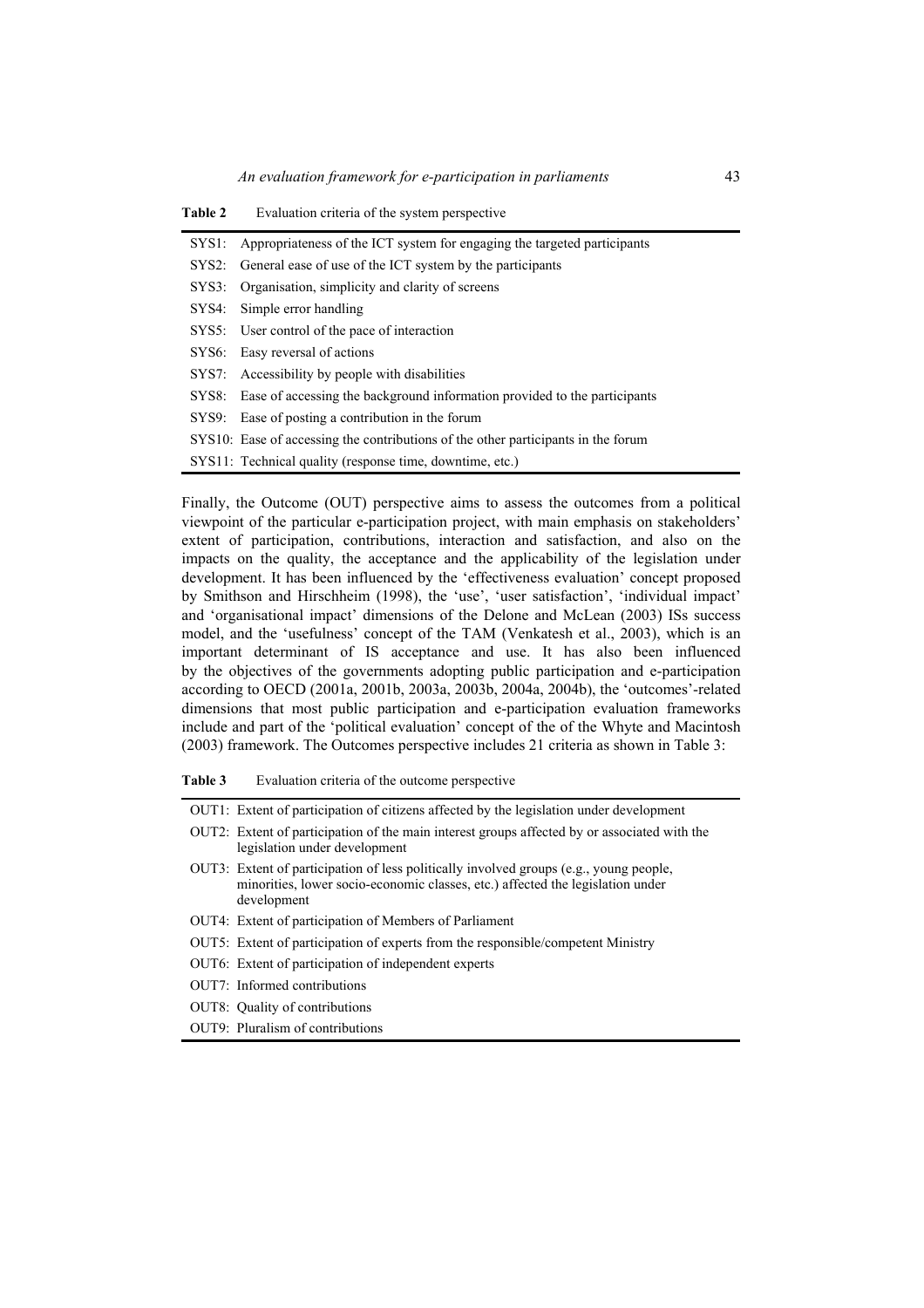**Table 2** Evaluation criteria of the system perspective

| | |
|---|---|
| SYS1: | Appropriateness of the ICT system for engaging the targeted participants |
| SYS2: | General ease of use of the ICT system by the participants |
| SYS3: | Organisation, simplicity and clarity of screens |
| SYS4: | Simple error handling |
| SYS5: | User control of the pace of interaction |
| SYS6: | Easy reversal of actions |
| SYS7: | Accessibility by people with disabilities |
| SYS8: | Ease of accessing the background information provided to the participants |
| SYS9: | Ease of posting a contribution in the forum |
| SYS10: | Ease of accessing the contributions of the other participants in the forum |
| SYS11: | Technical quality (response time, downtime, etc.) |

Finally, the Outcome (OUT) perspective aims to assess the outcomes from a political viewpoint of the particular e-participation project, with main emphasis on stakeholders' extent of participation, contributions, interaction and satisfaction, and also on the impacts on the quality, the acceptance and the applicability of the legislation under development. It has been influenced by the 'effectiveness evaluation' concept proposed by Smithson and Hirschheim (1998), the 'use', 'user satisfaction', 'individual impact' and 'organisational impact' dimensions of the Delone and McLean (2003) ISs success model, and the 'usefulness' concept of the TAM (Venkatesh et al., 2003), which is an important determinant of IS acceptance and use. It has also been influenced by the objectives of the governments adopting public participation and e-participation according to OECD (2001a, 2001b, 2003a, 2003b, 2004a, 2004b), the 'outcomes'-related dimensions that most public participation and e-participation evaluation frameworks include and part of the 'political evaluation' concept of the of the Whyte and Macintosh (2003) framework. The Outcomes perspective includes 21 criteria as shown in Table 3:

**Table 3** Evaluation criteria of the outcome perspective

| | |
|---|---|
| OUT1: | Extent of participation of citizens affected by the legislation under development |
| OUT2: | Extent of participation of the main interest groups affected by or associated with the legislation under development |
| OUT3: | Extent of participation of less politically involved groups (e.g., young people, minorities, lower socio-economic classes, etc.) affected the legislation under development |
| OUT4: | Extent of participation of Members of Parliament |
| OUT5: | Extent of participation of experts from the responsible/competent Ministry |
| OUT6: | Extent of participation of independent experts |
| OUT7: | Informed contributions |
| OUT8: | Quality of contributions |
| OUT9: | Pluralism of contributions |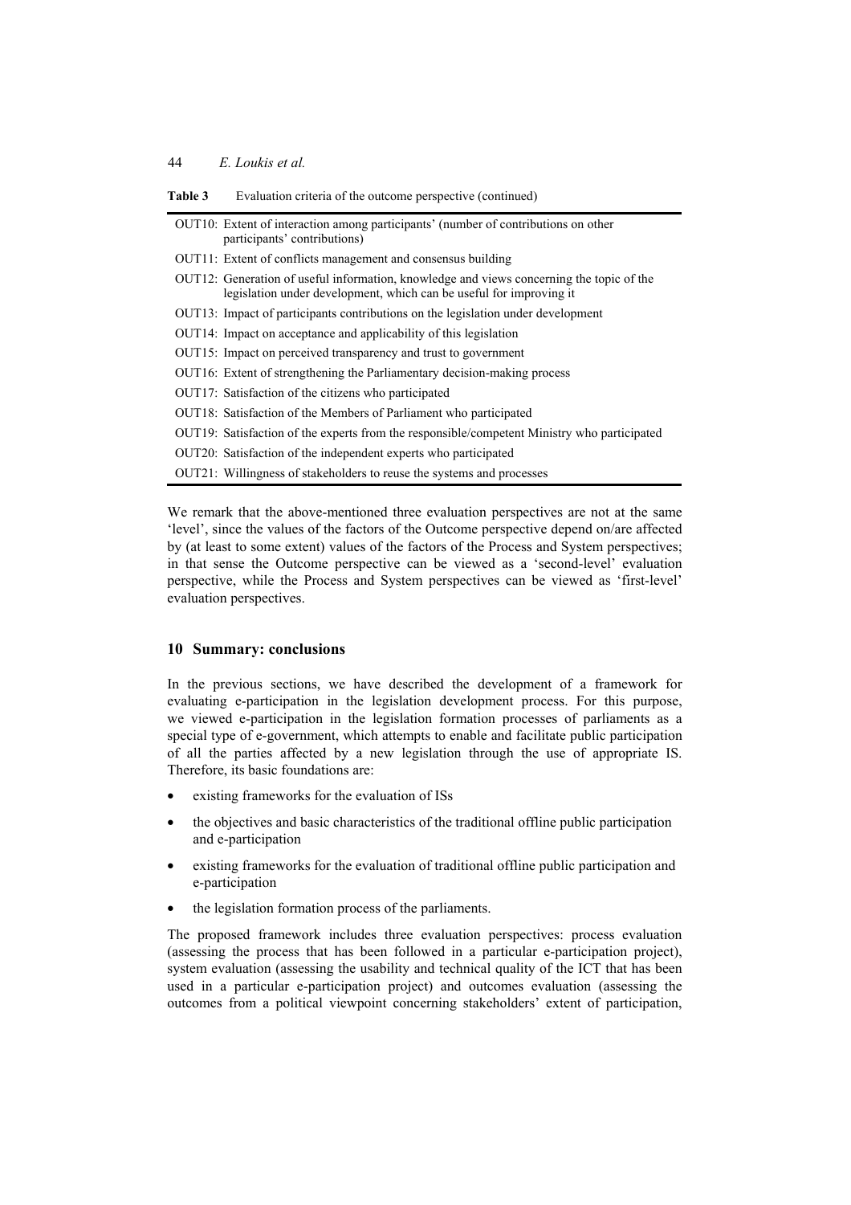**Table 3** Evaluation criteria of the outcome perspective (continued)

| |
|---|
| OUT10: Extent of interaction among participants' (number of contributions on other participants' contributions) |
| OUT11: Extent of conflicts management and consensus building |
| OUT12: Generation of useful information, knowledge and views concerning the topic of the legislation under development, which can be useful for improving it |
| OUT13: Impact of participants contributions on the legislation under development |
| OUT14: Impact on acceptance and applicability of this legislation |
| OUT15: Impact on perceived transparency and trust to government |
| OUT16: Extent of strengthening the Parliamentary decision-making process |
| OUT17: Satisfaction of the citizens who participated |
| OUT18: Satisfaction of the Members of Parliament who participated |
| OUT19: Satisfaction of the experts from the responsible/competent Ministry who participated |
| OUT20: Satisfaction of the independent experts who participated |
| OUT21: Willingness of stakeholders to reuse the systems and processes |

We remark that the above-mentioned three evaluation perspectives are not at the same 'level', since the values of the factors of the Outcome perspective depend on/are affected by (at least to some extent) values of the factors of the Process and System perspectives; in that sense the Outcome perspective can be viewed as a 'second-level' evaluation perspective, while the Process and System perspectives can be viewed as 'first-level' evaluation perspectives.

## 10 Summary: conclusions

In the previous sections, we have described the development of a framework for evaluating e-participation in the legislation development process. For this purpose, we viewed e-participation in the legislation formation processes of parliaments as a special type of e-government, which attempts to enable and facilitate public participation of all the parties affected by a new legislation through the use of appropriate IS. Therefore, its basic foundations are:

- existing frameworks for the evaluation of ISs
- the objectives and basic characteristics of the traditional offline public participation and e-participation
- existing frameworks for the evaluation of traditional offline public participation and e-participation
- the legislation formation process of the parliaments.

The proposed framework includes three evaluation perspectives: process evaluation (assessing the process that has been followed in a particular e-participation project), system evaluation (assessing the usability and technical quality of the ICT that has been used in a particular e-participation project) and outcomes evaluation (assessing the outcomes from a political viewpoint concerning stakeholders' extent of participation,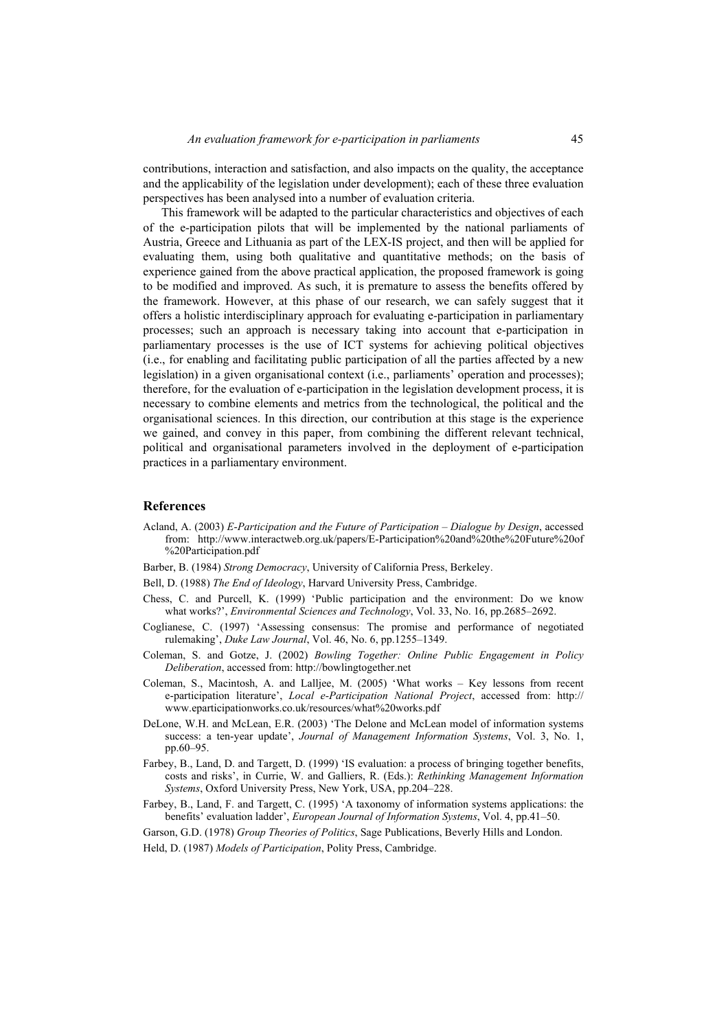contributions, interaction and satisfaction, and also impacts on the quality, the acceptance and the applicability of the legislation under development); each of these three evaluation perspectives has been analysed into a number of evaluation criteria.

This framework will be adapted to the particular characteristics and objectives of each of the e-participation pilots that will be implemented by the national parliaments of Austria, Greece and Lithuania as part of the LEX-IS project, and then will be applied for evaluating them, using both qualitative and quantitative methods; on the basis of experience gained from the above practical application, the proposed framework is going to be modified and improved. As such, it is premature to assess the benefits offered by the framework. However, at this phase of our research, we can safely suggest that it offers a holistic interdisciplinary approach for evaluating e-participation in parliamentary processes; such an approach is necessary taking into account that e-participation in parliamentary processes is the use of ICT systems for achieving political objectives (i.e., for enabling and facilitating public participation of all the parties affected by a new legislation) in a given organisational context (i.e., parliaments' operation and processes); therefore, for the evaluation of e-participation in the legislation development process, it is necessary to combine elements and metrics from the technological, the political and the organisational sciences. In this direction, our contribution at this stage is the experience we gained, and convey in this paper, from combining the different relevant technical, political and organisational parameters involved in the deployment of e-participation practices in a parliamentary environment.

## References

Acland, A. (2003) *E-Participation and the Future of Participation – Dialogue by Design*, accessed from: http://www.interactweb.org.uk/papers/E-Participation%20and%20the%20Future%20of%20Participation.pdf

Barber, B. (1984) *Strong Democracy*, University of California Press, Berkeley.

Bell, D. (1988) *The End of Ideology*, Harvard University Press, Cambridge.

Chess, C. and Purcell, K. (1999) 'Public participation and the environment: Do we know what works?', *Environmental Sciences and Technology*, Vol. 33, No. 16, pp.2685–2692.

Coglianese, C. (1997) 'Assessing consensus: The promise and performance of negotiated rulemaking', *Duke Law Journal*, Vol. 46, No. 6, pp.1255–1349.

Coleman, S. and Gotze, J. (2002) *Bowling Together: Online Public Engagement in Policy Deliberation*, accessed from: http://bowlingtogether.net

Coleman, S., Macintosh, A. and Lalljee, M. (2005) 'What works – Key lessons from recent e-participation literature', *Local e-Participation National Project*, accessed from: http://www.eparticipationworks.co.uk/resources/what%20works.pdf

DeLone, W.H. and McLean, E.R. (2003) 'The Delone and McLean model of information systems success: a ten-year update', *Journal of Management Information Systems*, Vol. 3, No. 1, pp.60–95.

Farbey, B., Land, D. and Targett, D. (1999) 'IS evaluation: a process of bringing together benefits, costs and risks', in Currie, W. and Galliers, R. (Eds.): *Rethinking Management Information Systems*, Oxford University Press, New York, USA, pp.204–228.

Farbey, B., Land, F. and Targett, C. (1995) 'A taxonomy of information systems applications: the benefits' evaluation ladder', *European Journal of Information Systems*, Vol. 4, pp.41–50.

Garson, G.D. (1978) *Group Theories of Politics*, Sage Publications, Beverly Hills and London.

Held, D. (1987) *Models of Participation*, Polity Press, Cambridge.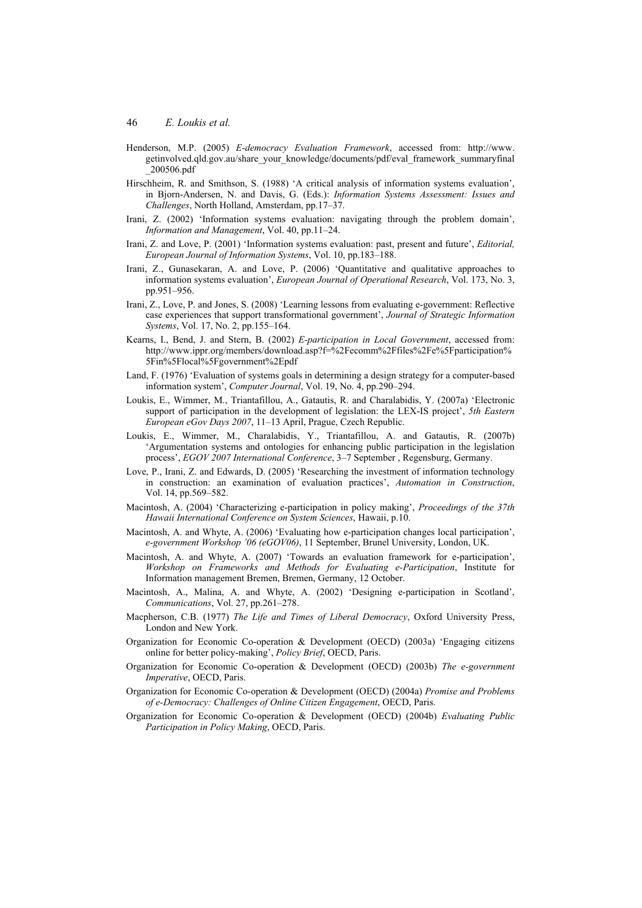Henderson, M.P. (2005) *E-democracy Evaluation Framework*, accessed from: http://www.getinvolved.qld.gov.au/share_your_knowledge/documents/pdf/eval_framework_summaryfinal_200506.pdf

Hirschheim, R. and Smithson, S. (1988) 'A critical analysis of information systems evaluation', in Bjorn-Andersen, N. and Davis, G. (Eds.): *Information Systems Assessment: Issues and Challenges*, North Holland, Amsterdam, pp.17–37.

Irani, Z. (2002) 'Information systems evaluation: navigating through the problem domain', *Information and Management*, Vol. 40, pp.11–24.

Irani, Z. and Love, P. (2001) 'Information systems evaluation: past, present and future', *Editorial, European Journal of Information Systems*, Vol. 10, pp.183–188.

Irani, Z., Gunasekaran, A. and Love, P. (2006) 'Quantitative and qualitative approaches to information systems evaluation', *European Journal of Operational Research*, Vol. 173, No. 3, pp.951–956.

Irani, Z., Love, P. and Jones, S. (2008) 'Learning lessons from evaluating e-government: Reflective case experiences that support transformational government', *Journal of Strategic Information Systems*, Vol. 17, No. 2, pp.155–164.

Kearns, I., Bend, J. and Stern, B. (2002) *E-participation in Local Government*, accessed from: http://www.ippr.org/members/download.asp?f=%2Fecomm%2Ffiles%2Fe%5Fparticipation%5Fin%5Flocal%5Fgovernment%2Epdf

Land, F. (1976) 'Evaluation of systems goals in determining a design strategy for a computer-based information system', *Computer Journal*, Vol. 19, No. 4, pp.290–294.

Loukis, E., Wimmer, M., Triantafillou, A., Gatautis, R. and Charalabidis, Y. (2007a) 'Electronic support of participation in the development of legislation: the LEX-IS project', *5th Eastern European eGov Days 2007*, 11–13 April, Prague, Czech Republic.

Loukis, E., Wimmer, M., Charalabidis, Y., Triantafillou, A. and Gatautis, R. (2007b) 'Argumentation systems and ontologies for enhancing public participation in the legislation process', *EGOV 2007 International Conference*, 3–7 September , Regensburg, Germany.

Love, P., Irani, Z. and Edwards, D. (2005) 'Researching the investment of information technology in construction: an examination of evaluation practices', *Automation in Construction*, Vol. 14, pp.569–582.

Macintosh, A. (2004) 'Characterizing e-participation in policy making', *Proceedings of the 37th Hawaii International Conference on System Sciences*, Hawaii, p.10.

Macintosh, A. and Whyte, A. (2006) 'Evaluating how e-participation changes local participation', *e-government Workshop '06 (eGOV06)*, 11 September, Brunel University, London, UK.

Macintosh, A. and Whyte, A. (2007) 'Towards an evaluation framework for e-participation', *Workshop on Frameworks and Methods for Evaluating e-Participation*, Institute for Information management Bremen, Bremen, Germany, 12 October.

Macintosh, A., Malina, A. and Whyte, A. (2002) 'Designing e-participation in Scotland', *Communications*, Vol. 27, pp.261–278.

Macpherson, C.B. (1977) *The Life and Times of Liberal Democracy*, Oxford University Press, London and New York.

Organization for Economic Co-operation & Development (OECD) (2003a) 'Engaging citizens online for better policy-making', *Policy Brief*, OECD, Paris.

Organization for Economic Co-operation & Development (OECD) (2003b) *The e-government Imperative*, OECD, Paris.

Organization for Economic Co-operation & Development (OECD) (2004a) *Promise and Problems of e-Democracy: Challenges of Online Citizen Engagement*, OECD, Paris.

Organization for Economic Co-operation & Development (OECD) (2004b) *Evaluating Public Participation in Policy Making*, OECD, Paris.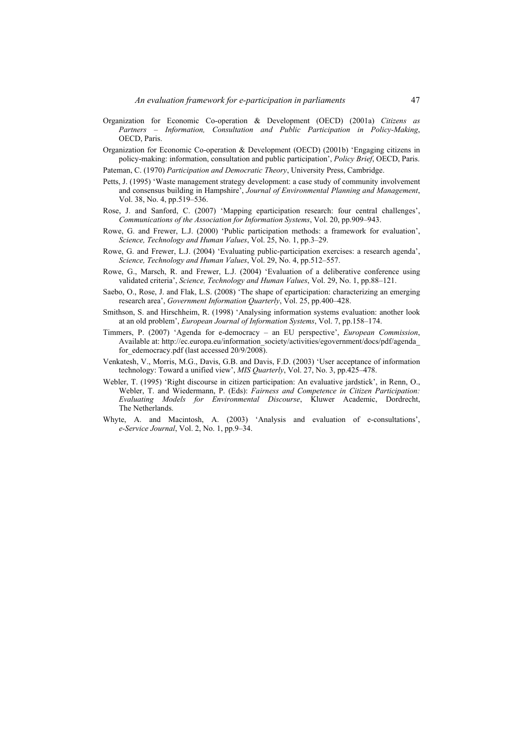Organization for Economic Co-operation & Development (OECD) (2001a) *Citizens as Partners – Information, Consultation and Public Participation in Policy-Making*, OECD, Paris.

Organization for Economic Co-operation & Development (OECD) (2001b) 'Engaging citizens in policy-making: information, consultation and public participation', *Policy Brief*, OECD, Paris.

Pateman, C. (1970) *Participation and Democratic Theory*, University Press, Cambridge.

Petts, J. (1995) 'Waste management strategy development: a case study of community involvement and consensus building in Hampshire', *Journal of Environmental Planning and Management*, Vol. 38, No. 4, pp.519–536.

Rose, J. and Sanford, C. (2007) 'Mapping eparticipation research: four central challenges', *Communications of the Association for Information Systems*, Vol. 20, pp.909–943.

Rowe, G. and Frewer, L.J. (2000) 'Public participation methods: a framework for evaluation', *Science, Technology and Human Values*, Vol. 25, No. 1, pp.3–29.

Rowe, G. and Frewer, L.J. (2004) 'Evaluating public-participation exercises: a research agenda', *Science, Technology and Human Values*, Vol. 29, No. 4, pp.512–557.

Rowe, G., Marsch, R. and Frewer, L.J. (2004) 'Evaluation of a deliberative conference using validated criteria', *Science, Technology and Human Values*, Vol. 29, No. 1, pp.88–121.

Saebo, O., Rose, J. and Flak, L.S. (2008) 'The shape of eparticipation: characterizing an emerging research area', *Government Information Quarterly*, Vol. 25, pp.400–428.

Smithson, S. and Hirschheim, R. (1998) 'Analysing information systems evaluation: another look at an old problem', *European Journal of Information Systems*, Vol. 7, pp.158–174.

Timmers, P. (2007) 'Agenda for e-democracy – an EU perspective', *European Commission*, Available at: http://ec.europa.eu/information_society/activities/egovernment/docs/pdf/agenda_for_edemocracy.pdf (last accessed 20/9/2008).

Venkatesh, V., Morris, M.G., Davis, G.B. and Davis, F.D. (2003) 'User acceptance of information technology: Toward a unified view', *MIS Quarterly*, Vol. 27, No. 3, pp.425–478.

Webler, T. (1995) 'Right discourse in citizen participation: An evaluative jardstick', in Renn, O., Webler, T. and Wiedermann, P. (Eds): *Fairness and Competence in Citizen Participation: Evaluating Models for Environmental Discourse*, Kluwer Academic, Dordrecht, The Netherlands.

Whyte, A. and Macintosh, A. (2003) 'Analysis and evaluation of e-consultations', *e-Service Journal*, Vol. 2, No. 1, pp.9–34.